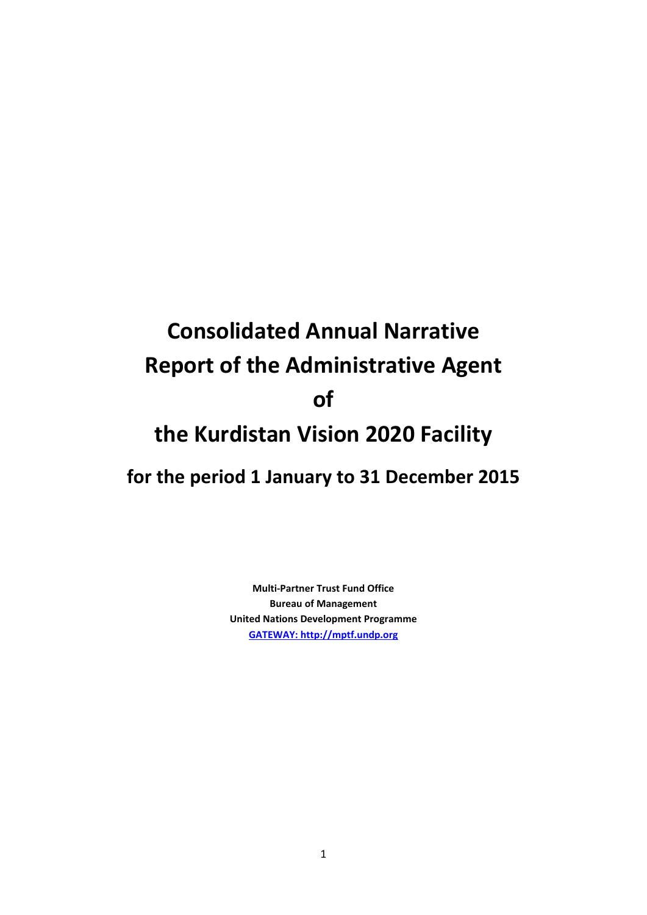# Consolidated Annual Narrative Report of the Administrative Agent of the Kurdistan Vision 2020 Facility

## for the period 1 January to 31 December 2015

**Multi-Partner Trust Fund Office**
**Bureau of Management**
**United Nations Development Programme**
**GATEWAY: http://mptf.undp.org**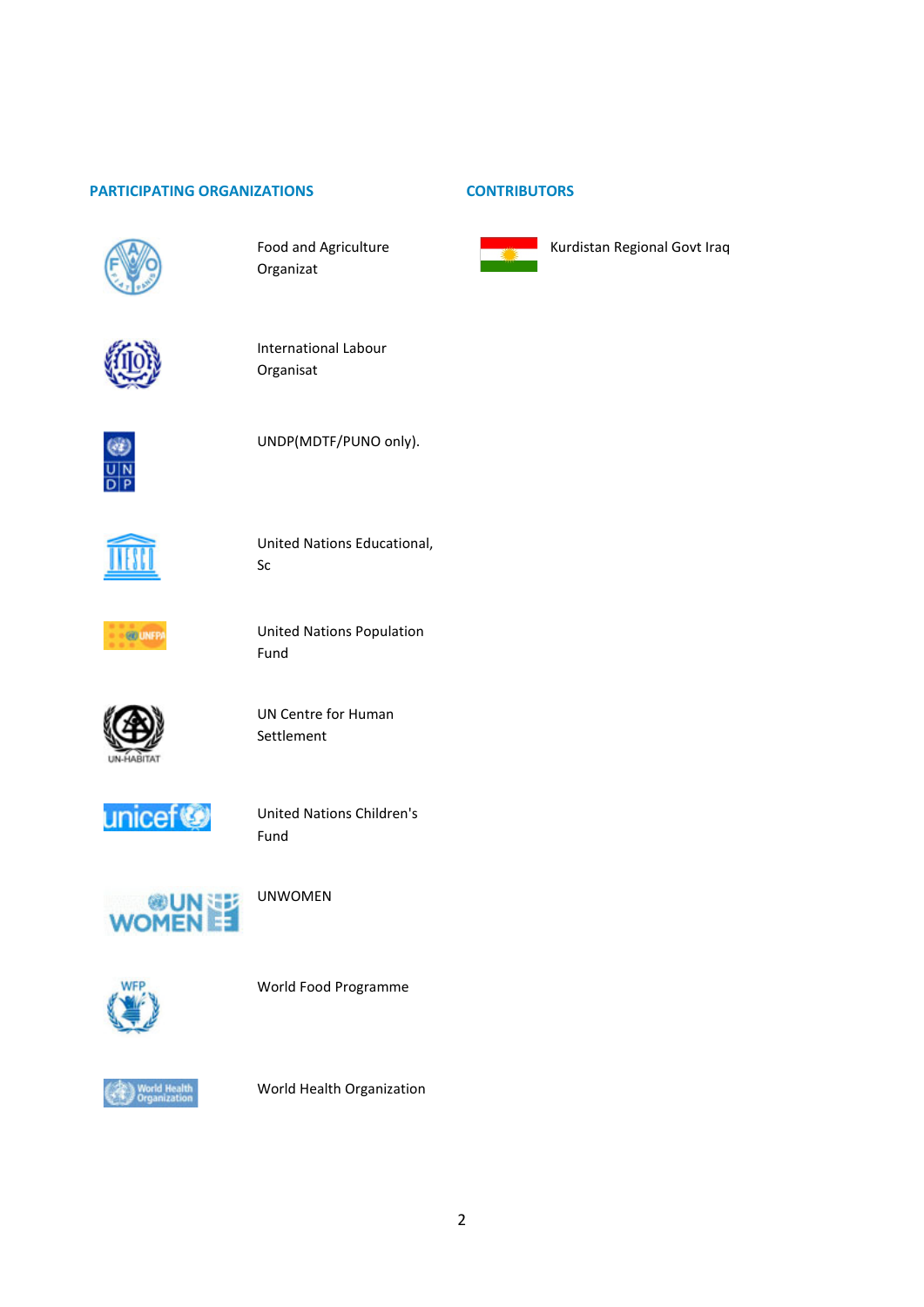## PARTICIPATING ORGANIZATIONS

Food and Agriculture Organizat

International Labour Organisat

UNDP(MDTF/PUNO only).

United Nations Educational, Sc

United Nations Population Fund

UN Centre for Human Settlement

United Nations Children's Fund

UNWOMEN

World Food Programme

World Health Organization

## CONTRIBUTORS

Kurdistan Regional Govt Iraq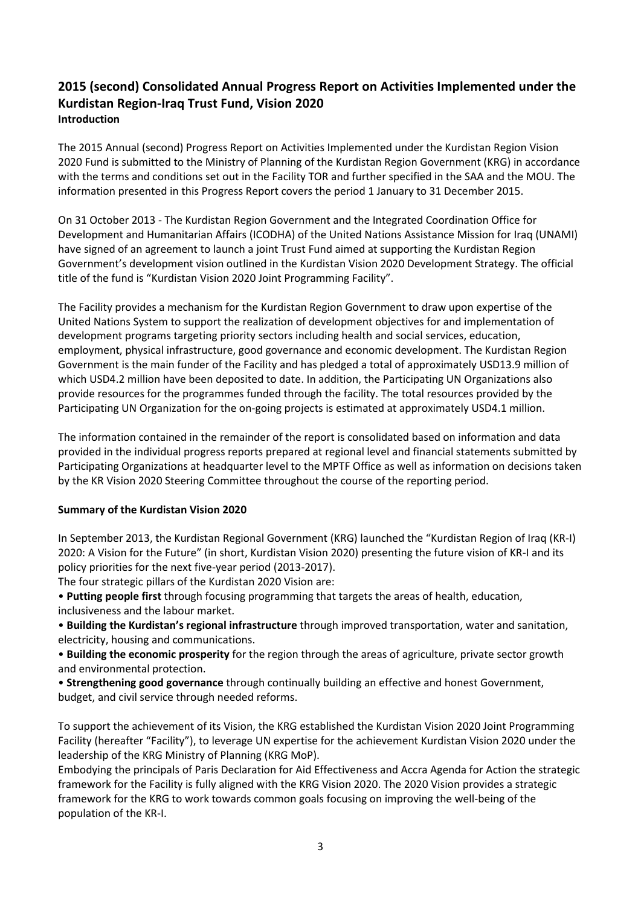## 2015 (second) Consolidated Annual Progress Report on Activities Implemented under the Kurdistan Region-Iraq Trust Fund, Vision 2020

### Introduction

The 2015 Annual (second) Progress Report on Activities Implemented under the Kurdistan Region Vision 2020 Fund is submitted to the Ministry of Planning of the Kurdistan Region Government (KRG) in accordance with the terms and conditions set out in the Facility TOR and further specified in the SAA and the MOU. The information presented in this Progress Report covers the period 1 January to 31 December 2015.

On 31 October 2013 - The Kurdistan Region Government and the Integrated Coordination Office for Development and Humanitarian Affairs (ICODHA) of the United Nations Assistance Mission for Iraq (UNAMI) have signed of an agreement to launch a joint Trust Fund aimed at supporting the Kurdistan Region Government's development vision outlined in the Kurdistan Vision 2020 Development Strategy. The official title of the fund is "Kurdistan Vision 2020 Joint Programming Facility".

The Facility provides a mechanism for the Kurdistan Region Government to draw upon expertise of the United Nations System to support the realization of development objectives for and implementation of development programs targeting priority sectors including health and social services, education, employment, physical infrastructure, good governance and economic development. The Kurdistan Region Government is the main funder of the Facility and has pledged a total of approximately USD13.9 million of which USD4.2 million have been deposited to date. In addition, the Participating UN Organizations also provide resources for the programmes funded through the facility. The total resources provided by the Participating UN Organization for the on-going projects is estimated at approximately USD4.1 million.

The information contained in the remainder of the report is consolidated based on information and data provided in the individual progress reports prepared at regional level and financial statements submitted by Participating Organizations at headquarter level to the MPTF Office as well as information on decisions taken by the KR Vision 2020 Steering Committee throughout the course of the reporting period.

### Summary of the Kurdistan Vision 2020

In September 2013, the Kurdistan Regional Government (KRG) launched the "Kurdistan Region of Iraq (KR-I) 2020: A Vision for the Future" (in short, Kurdistan Vision 2020) presenting the future vision of KR-I and its policy priorities for the next five-year period (2013-2017).

The four strategic pillars of the Kurdistan 2020 Vision are:

- **Putting people first** through focusing programming that targets the areas of health, education, inclusiveness and the labour market.
- **Building the Kurdistan's regional infrastructure** through improved transportation, water and sanitation, electricity, housing and communications.
- **Building the economic prosperity** for the region through the areas of agriculture, private sector growth and environmental protection.
- **Strengthening good governance** through continually building an effective and honest Government, budget, and civil service through needed reforms.

To support the achievement of its Vision, the KRG established the Kurdistan Vision 2020 Joint Programming Facility (hereafter "Facility"), to leverage UN expertise for the achievement Kurdistan Vision 2020 under the leadership of the KRG Ministry of Planning (KRG MoP).

Embodying the principals of Paris Declaration for Aid Effectiveness and Accra Agenda for Action the strategic framework for the Facility is fully aligned with the KRG Vision 2020. The 2020 Vision provides a strategic framework for the KRG to work towards common goals focusing on improving the well-being of the population of the KR-I.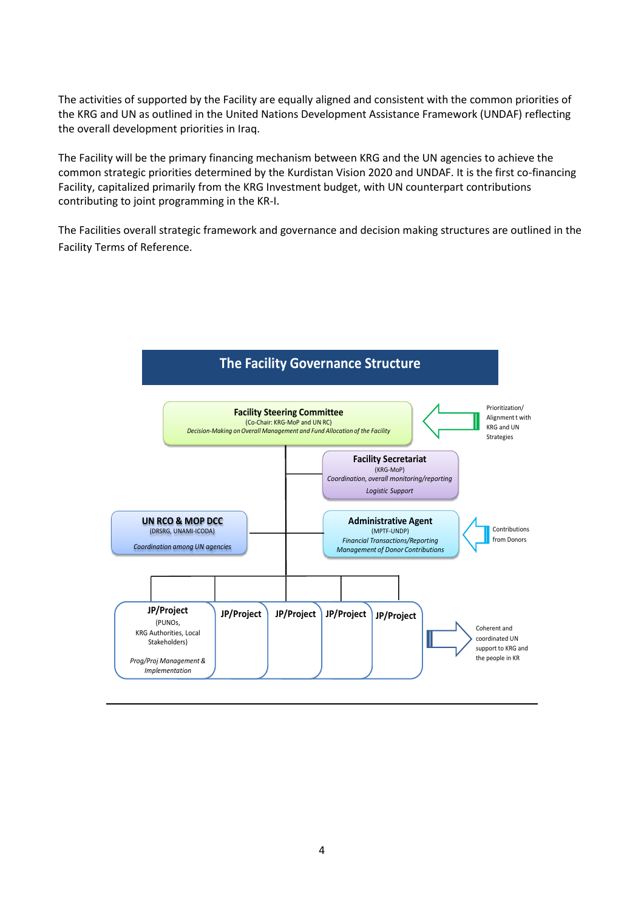The activities of supported by the Facility are equally aligned and consistent with the common priorities of the KRG and UN as outlined in the United Nations Development Assistance Framework (UNDAF) reflecting the overall development priorities in Iraq.

The Facility will be the primary financing mechanism between KRG and the UN agencies to achieve the common strategic priorities determined by the Kurdistan Vision 2020 and UNDAF. It is the first co-financing Facility, capitalized primarily from the KRG Investment budget, with UN counterpart contributions contributing to joint programming in the KR-I.

The Facilities overall strategic framework and governance and decision making structures are outlined in the Facility Terms of Reference.

## The Facility Governance Structure

**Facility Steering Committee**
(Co-Chair: KRG-MoP and UN RC)
*Decision-Making on Overall Management and Fund Allocation of the Facility*

Prioritization/ Alignment t with KRG and UN Strategies

**Facility Secretariat**
(KRG-MoP)
*Coordination, overall monitoring/reporting*
*Logistic Support*

**UN RCO & MOP DCC**
(DRSRG, UNAMI-ICODA)
*Coordination among UN agencies*

**Administrative Agent**
(MPTF-UNDP)
*Financial Transactions/Reporting*
*Management of Donor Contributions*

Contributions from Donors

**JP/Project**
(PUNOs, KRG Authorities, Local Stakeholders)
*Prog/Proj Management & Implementation*

**JP/Project**

**JP/Project**

**JP/Project**

**JP/Project**

Coherent and coordinated UN support to KRG and the people in KR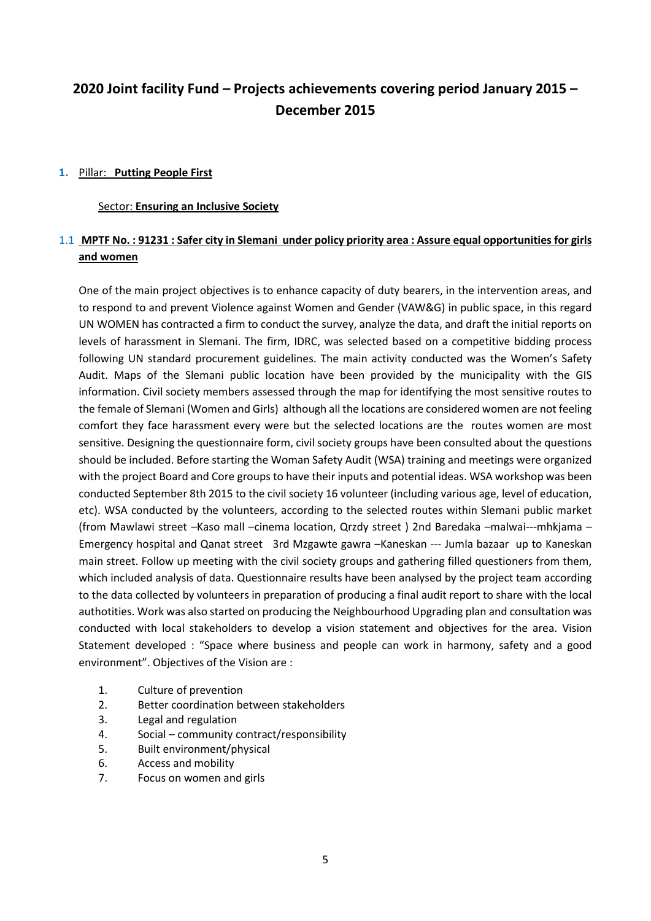# 2020 Joint facility Fund – Projects achievements covering period January 2015 – December 2015

## 1. Pillar: **Putting People First**

### Sector: **Ensuring an Inclusive Society**

### 1.1 MPTF No. : 91231 : Safer city in Slemani under policy priority area : Assure equal opportunities for girls and women

One of the main project objectives is to enhance capacity of duty bearers, in the intervention areas, and to respond to and prevent Violence against Women and Gender (VAW&G) in public space, in this regard UN WOMEN has contracted a firm to conduct the survey, analyze the data, and draft the initial reports on levels of harassment in Slemani. The firm, IDRC, was selected based on a competitive bidding process following UN standard procurement guidelines. The main activity conducted was the Women's Safety Audit. Maps of the Slemani public location have been provided by the municipality with the GIS information. Civil society members assessed through the map for identifying the most sensitive routes to the female of Slemani (Women and Girls) although all the locations are considered women are not feeling comfort they face harassment every were but the selected locations are the routes women are most sensitive. Designing the questionnaire form, civil society groups have been consulted about the questions should be included. Before starting the Woman Safety Audit (WSA) training and meetings were organized with the project Board and Core groups to have their inputs and potential ideas. WSA workshop was been conducted September 8th 2015 to the civil society 16 volunteer (including various age, level of education, etc). WSA conducted by the volunteers, according to the selected routes within Slemani public market (from Mawlawi street –Kaso mall –cinema location, Qrzdy street ) 2nd Baredaka –malwai---mhkjama –Emergency hospital and Qanat street 3rd Mzgawte gawra –Kaneskan --- Jumla bazaar up to Kaneskan main street. Follow up meeting with the civil society groups and gathering filled questioners from them, which included analysis of data. Questionnaire results have been analysed by the project team according to the data collected by volunteers in preparation of producing a final audit report to share with the local authotities. Work was also started on producing the Neighbourhood Upgrading plan and consultation was conducted with local stakeholders to develop a vision statement and objectives for the area. Vision Statement developed : "Space where business and people can work in harmony, safety and a good environment". Objectives of the Vision are :

1. Culture of prevention
2. Better coordination between stakeholders
3. Legal and regulation
4. Social – community contract/responsibility
5. Built environment/physical
6. Access and mobility
7. Focus on women and girls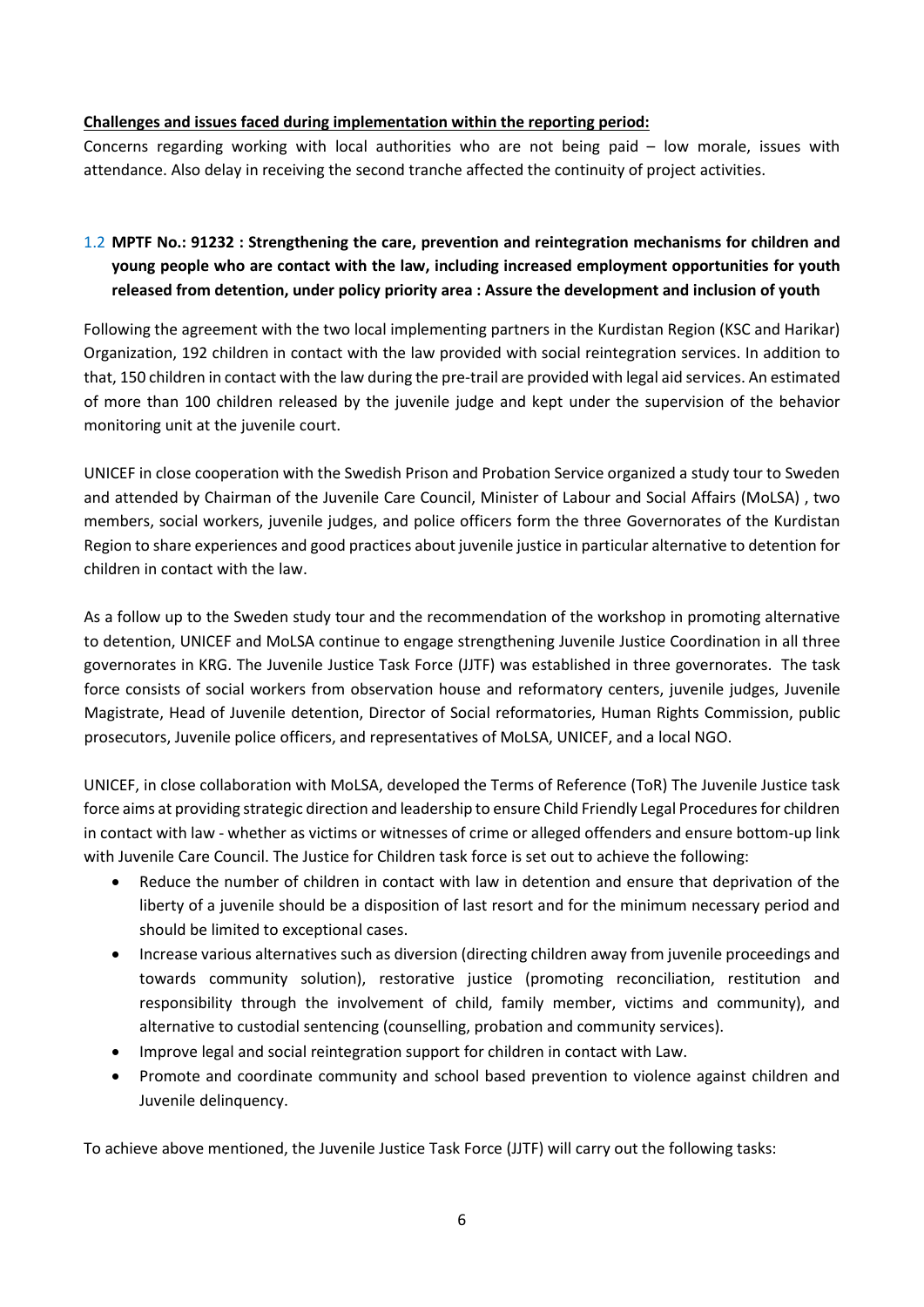**Challenges and issues faced during implementation within the reporting period:**

Concerns regarding working with local authorities who are not being paid – low morale, issues with attendance. Also delay in receiving the second tranche affected the continuity of project activities.

### 1.2 MPTF No.: 91232 : Strengthening the care, prevention and reintegration mechanisms for children and young people who are contact with the law, including increased employment opportunities for youth released from detention, under policy priority area : Assure the development and inclusion of youth

Following the agreement with the two local implementing partners in the Kurdistan Region (KSC and Harikar) Organization, 192 children in contact with the law provided with social reintegration services. In addition to that, 150 children in contact with the law during the pre-trail are provided with legal aid services. An estimated of more than 100 children released by the juvenile judge and kept under the supervision of the behavior monitoring unit at the juvenile court.

UNICEF in close cooperation with the Swedish Prison and Probation Service organized a study tour to Sweden and attended by Chairman of the Juvenile Care Council, Minister of Labour and Social Affairs (MoLSA) , two members, social workers, juvenile judges, and police officers form the three Governorates of the Kurdistan Region to share experiences and good practices about juvenile justice in particular alternative to detention for children in contact with the law.

As a follow up to the Sweden study tour and the recommendation of the workshop in promoting alternative to detention, UNICEF and MoLSA continue to engage strengthening Juvenile Justice Coordination in all three governorates in KRG. The Juvenile Justice Task Force (JJTF) was established in three governorates. The task force consists of social workers from observation house and reformatory centers, juvenile judges, Juvenile Magistrate, Head of Juvenile detention, Director of Social reformatories, Human Rights Commission, public prosecutors, Juvenile police officers, and representatives of MoLSA, UNICEF, and a local NGO.

UNICEF, in close collaboration with MoLSA, developed the Terms of Reference (ToR) The Juvenile Justice task force aims at providing strategic direction and leadership to ensure Child Friendly Legal Procedures for children in contact with law - whether as victims or witnesses of crime or alleged offenders and ensure bottom-up link with Juvenile Care Council. The Justice for Children task force is set out to achieve the following:

- Reduce the number of children in contact with law in detention and ensure that deprivation of the liberty of a juvenile should be a disposition of last resort and for the minimum necessary period and should be limited to exceptional cases.
- Increase various alternatives such as diversion (directing children away from juvenile proceedings and towards community solution), restorative justice (promoting reconciliation, restitution and responsibility through the involvement of child, family member, victims and community), and alternative to custodial sentencing (counselling, probation and community services).
- Improve legal and social reintegration support for children in contact with Law.
- Promote and coordinate community and school based prevention to violence against children and Juvenile delinquency.

To achieve above mentioned, the Juvenile Justice Task Force (JJTF) will carry out the following tasks: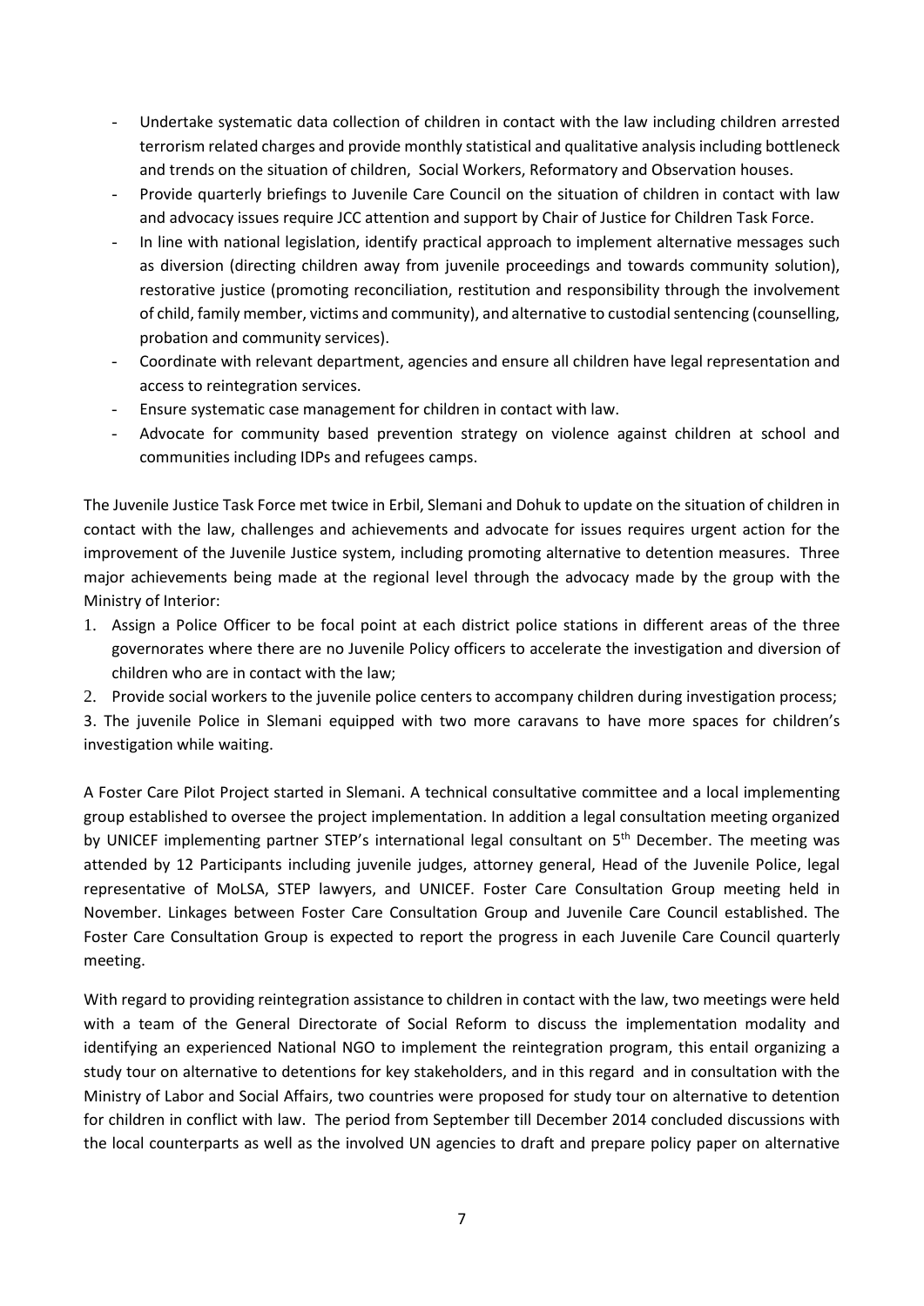- Undertake systematic data collection of children in contact with the law including children arrested terrorism related charges and provide monthly statistical and qualitative analysis including bottleneck and trends on the situation of children, Social Workers, Reformatory and Observation houses.
- Provide quarterly briefings to Juvenile Care Council on the situation of children in contact with law and advocacy issues require JCC attention and support by Chair of Justice for Children Task Force.
- In line with national legislation, identify practical approach to implement alternative messages such as diversion (directing children away from juvenile proceedings and towards community solution), restorative justice (promoting reconciliation, restitution and responsibility through the involvement of child, family member, victims and community), and alternative to custodial sentencing (counselling, probation and community services).
- Coordinate with relevant department, agencies and ensure all children have legal representation and access to reintegration services.
- Ensure systematic case management for children in contact with law.
- Advocate for community based prevention strategy on violence against children at school and communities including IDPs and refugees camps.

The Juvenile Justice Task Force met twice in Erbil, Slemani and Dohuk to update on the situation of children in contact with the law, challenges and achievements and advocate for issues requires urgent action for the improvement of the Juvenile Justice system, including promoting alternative to detention measures. Three major achievements being made at the regional level through the advocacy made by the group with the Ministry of Interior:

1. Assign a Police Officer to be focal point at each district police stations in different areas of the three governorates where there are no Juvenile Policy officers to accelerate the investigation and diversion of children who are in contact with the law;
2. Provide social workers to the juvenile police centers to accompany children during investigation process;
3. The juvenile Police in Slemani equipped with two more caravans to have more spaces for children's investigation while waiting.

A Foster Care Pilot Project started in Slemani. A technical consultative committee and a local implementing group established to oversee the project implementation. In addition a legal consultation meeting organized by UNICEF implementing partner STEP's international legal consultant on 5th December. The meeting was attended by 12 Participants including juvenile judges, attorney general, Head of the Juvenile Police, legal representative of MoLSA, STEP lawyers, and UNICEF. Foster Care Consultation Group meeting held in November. Linkages between Foster Care Consultation Group and Juvenile Care Council established. The Foster Care Consultation Group is expected to report the progress in each Juvenile Care Council quarterly meeting.

With regard to providing reintegration assistance to children in contact with the law, two meetings were held with a team of the General Directorate of Social Reform to discuss the implementation modality and identifying an experienced National NGO to implement the reintegration program, this entail organizing a study tour on alternative to detentions for key stakeholders, and in this regard and in consultation with the Ministry of Labor and Social Affairs, two countries were proposed for study tour on alternative to detention for children in conflict with law. The period from September till December 2014 concluded discussions with the local counterparts as well as the involved UN agencies to draft and prepare policy paper on alternative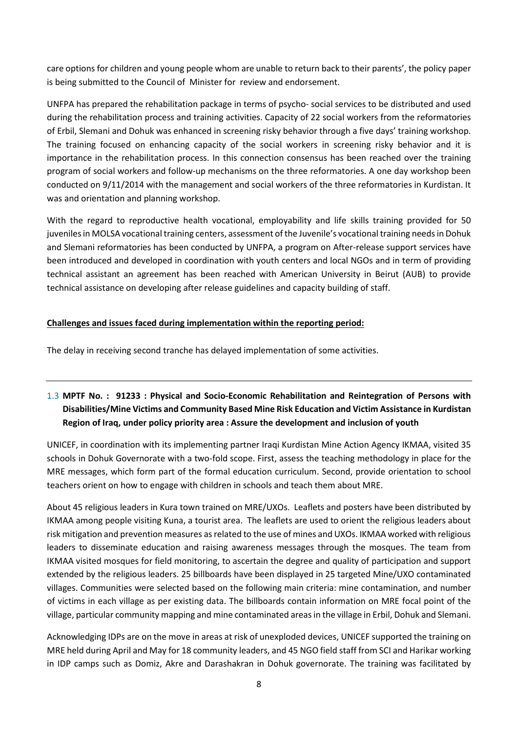care options for children and young people whom are unable to return back to their parents', the policy paper is being submitted to the Council of Minister for review and endorsement.

UNFPA has prepared the rehabilitation package in terms of psycho- social services to be distributed and used during the rehabilitation process and training activities. Capacity of 22 social workers from the reformatories of Erbil, Slemani and Dohuk was enhanced in screening risky behavior through a five days' training workshop. The training focused on enhancing capacity of the social workers in screening risky behavior and it is importance in the rehabilitation process. In this connection consensus has been reached over the training program of social workers and follow-up mechanisms on the three reformatories. A one day workshop been conducted on 9/11/2014 with the management and social workers of the three reformatories in Kurdistan. It was and orientation and planning workshop.

With the regard to reproductive health vocational, employability and life skills training provided for 50 juveniles in MOLSA vocational training centers, assessment of the Juvenile's vocational training needs in Dohuk and Slemani reformatories has been conducted by UNFPA, a program on After-release support services have been introduced and developed in coordination with youth centers and local NGOs and in term of providing technical assistant an agreement has been reached with American University in Beirut (AUB) to provide technical assistance on developing after release guidelines and capacity building of staff.

**Challenges and issues faced during implementation within the reporting period:**

The delay in receiving second tranche has delayed implementation of some activities.

---

### 1.3 MPTF No. : 91233 : Physical and Socio-Economic Rehabilitation and Reintegration of Persons with Disabilities/Mine Victims and Community Based Mine Risk Education and Victim Assistance in Kurdistan Region of Iraq, under policy priority area : Assure the development and inclusion of youth

UNICEF, in coordination with its implementing partner Iraqi Kurdistan Mine Action Agency IKMAA, visited 35 schools in Dohuk Governorate with a two-fold scope. First, assess the teaching methodology in place for the MRE messages, which form part of the formal education curriculum. Second, provide orientation to school teachers orient on how to engage with children in schools and teach them about MRE.

About 45 religious leaders in Kura town trained on MRE/UXOs. Leaflets and posters have been distributed by IKMAA among people visiting Kuna, a tourist area. The leaflets are used to orient the religious leaders about risk mitigation and prevention measures as related to the use of mines and UXOs. IKMAA worked with religious leaders to disseminate education and raising awareness messages through the mosques. The team from IKMAA visited mosques for field monitoring, to ascertain the degree and quality of participation and support extended by the religious leaders. 25 billboards have been displayed in 25 targeted Mine/UXO contaminated villages. Communities were selected based on the following main criteria: mine contamination, and number of victims in each village as per existing data. The billboards contain information on MRE focal point of the village, particular community mapping and mine contaminated areas in the village in Erbil, Dohuk and Slemani.

Acknowledging IDPs are on the move in areas at risk of unexploded devices, UNICEF supported the training on MRE held during April and May for 18 community leaders, and 45 NGO field staff from SCI and Harikar working in IDP camps such as Domiz, Akre and Darashakran in Dohuk governorate. The training was facilitated by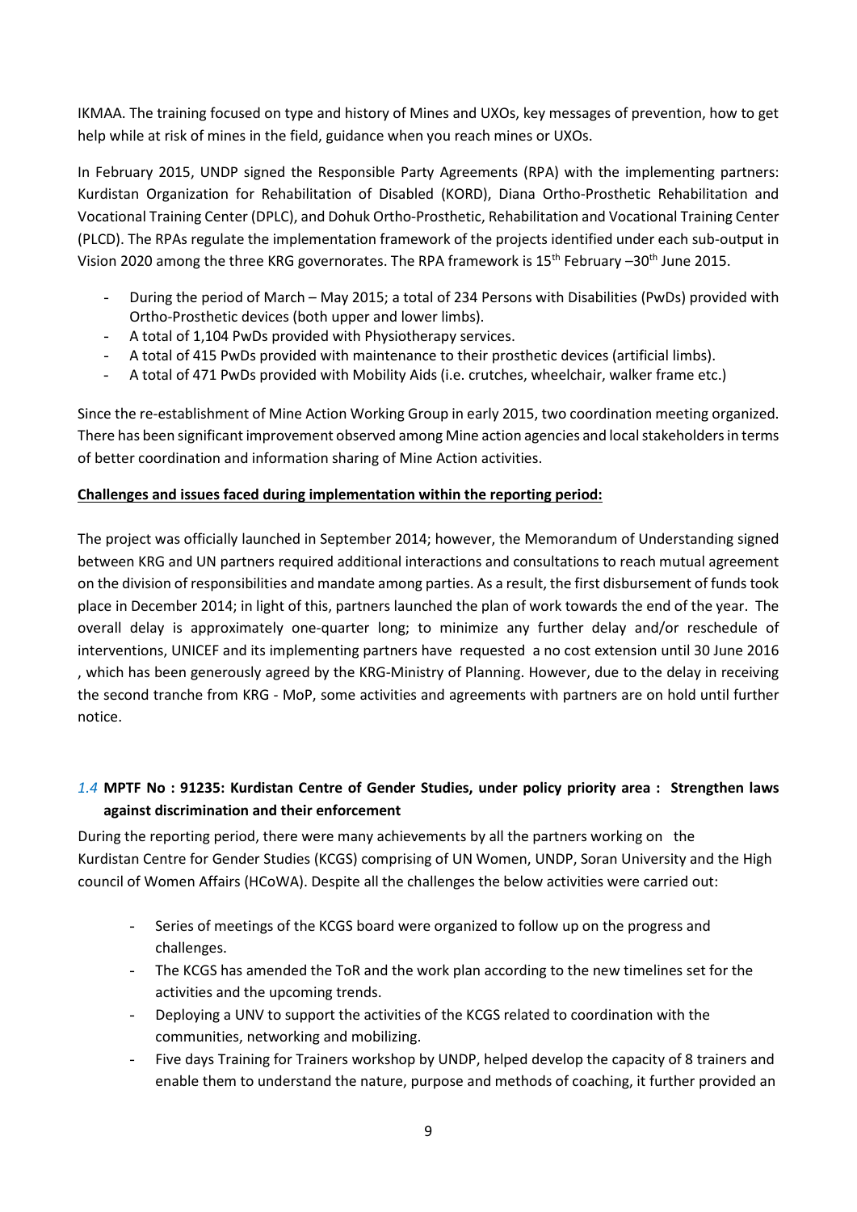IKMAA. The training focused on type and history of Mines and UXOs, key messages of prevention, how to get help while at risk of mines in the field, guidance when you reach mines or UXOs.

In February 2015, UNDP signed the Responsible Party Agreements (RPA) with the implementing partners: Kurdistan Organization for Rehabilitation of Disabled (KORD), Diana Ortho-Prosthetic Rehabilitation and Vocational Training Center (DPLC), and Dohuk Ortho-Prosthetic, Rehabilitation and Vocational Training Center (PLCD). The RPAs regulate the implementation framework of the projects identified under each sub-output in Vision 2020 among the three KRG governorates. The RPA framework is 15th February –30th June 2015.

- During the period of March – May 2015; a total of 234 Persons with Disabilities (PwDs) provided with Ortho-Prosthetic devices (both upper and lower limbs).
- A total of 1,104 PwDs provided with Physiotherapy services.
- A total of 415 PwDs provided with maintenance to their prosthetic devices (artificial limbs).
- A total of 471 PwDs provided with Mobility Aids (i.e. crutches, wheelchair, walker frame etc.)

Since the re-establishment of Mine Action Working Group in early 2015, two coordination meeting organized. There has been significant improvement observed among Mine action agencies and local stakeholders in terms of better coordination and information sharing of Mine Action activities.

**Challenges and issues faced during implementation within the reporting period:**

The project was officially launched in September 2014; however, the Memorandum of Understanding signed between KRG and UN partners required additional interactions and consultations to reach mutual agreement on the division of responsibilities and mandate among parties. As a result, the first disbursement of funds took place in December 2014; in light of this, partners launched the plan of work towards the end of the year. The overall delay is approximately one-quarter long; to minimize any further delay and/or reschedule of interventions, UNICEF and its implementing partners have requested a no cost extension until 30 June 2016 , which has been generously agreed by the KRG-Ministry of Planning. However, due to the delay in receiving the second tranche from KRG - MoP, some activities and agreements with partners are on hold until further notice.

### *1.4* MPTF No : 91235: Kurdistan Centre of Gender Studies, under policy priority area : Strengthen laws against discrimination and their enforcement

During the reporting period, there were many achievements by all the partners working on the Kurdistan Centre for Gender Studies (KCGS) comprising of UN Women, UNDP, Soran University and the High council of Women Affairs (HCoWA). Despite all the challenges the below activities were carried out:

- Series of meetings of the KCGS board were organized to follow up on the progress and challenges.
- The KCGS has amended the ToR and the work plan according to the new timelines set for the activities and the upcoming trends.
- Deploying a UNV to support the activities of the KCGS related to coordination with the communities, networking and mobilizing.
- Five days Training for Trainers workshop by UNDP, helped develop the capacity of 8 trainers and enable them to understand the nature, purpose and methods of coaching, it further provided an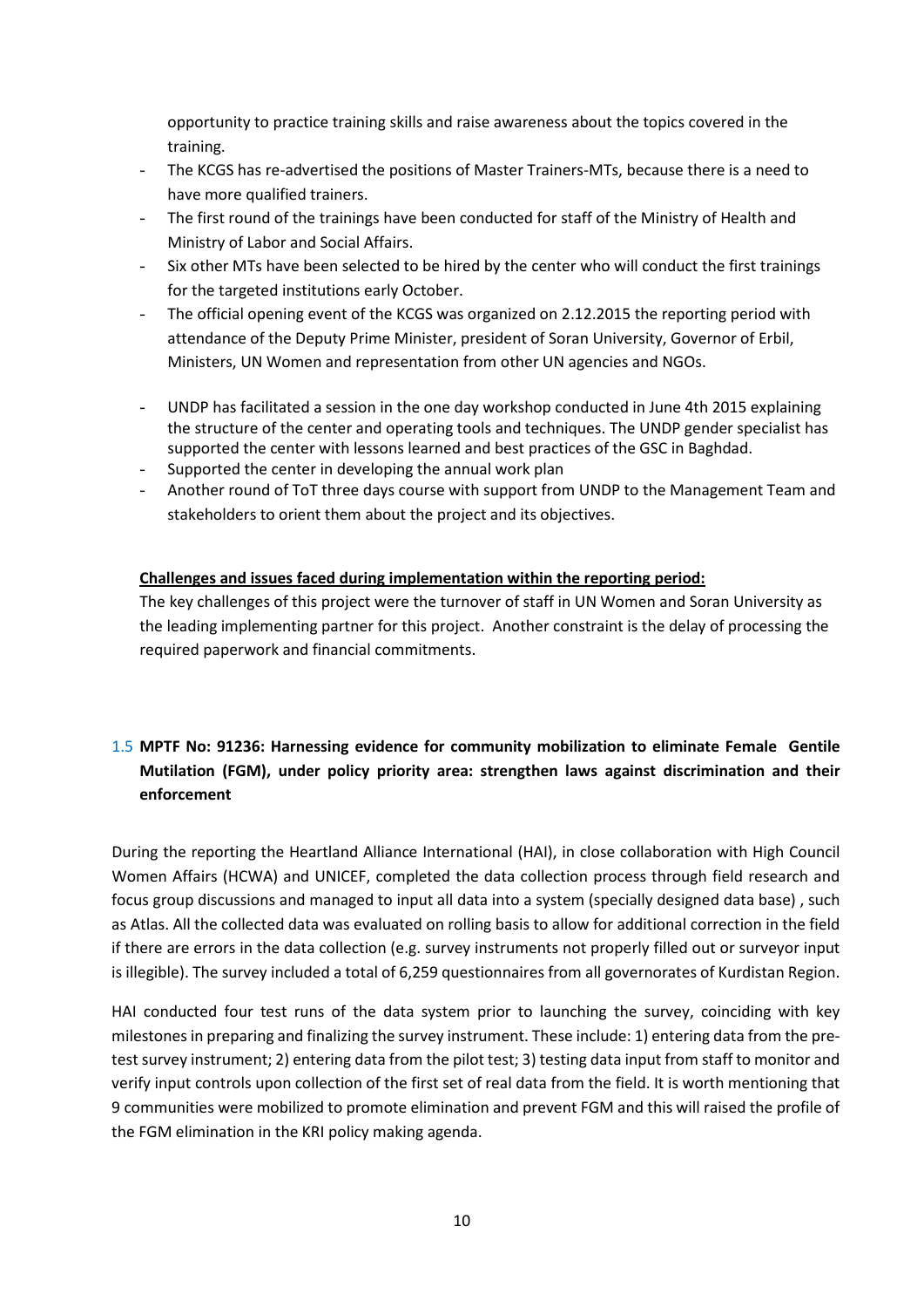opportunity to practice training skills and raise awareness about the topics covered in the training.

- The KCGS has re-advertised the positions of Master Trainers-MTs, because there is a need to have more qualified trainers.
- The first round of the trainings have been conducted for staff of the Ministry of Health and Ministry of Labor and Social Affairs.
- Six other MTs have been selected to be hired by the center who will conduct the first trainings for the targeted institutions early October.
- The official opening event of the KCGS was organized on 2.12.2015 the reporting period with attendance of the Deputy Prime Minister, president of Soran University, Governor of Erbil, Ministers, UN Women and representation from other UN agencies and NGOs.
- UNDP has facilitated a session in the one day workshop conducted in June 4th 2015 explaining the structure of the center and operating tools and techniques. The UNDP gender specialist has supported the center with lessons learned and best practices of the GSC in Baghdad.
- Supported the center in developing the annual work plan
- Another round of ToT three days course with support from UNDP to the Management Team and stakeholders to orient them about the project and its objectives.

**Challenges and issues faced during implementation within the reporting period:**

The key challenges of this project were the turnover of staff in UN Women and Soran University as the leading implementing partner for this project. Another constraint is the delay of processing the required paperwork and financial commitments.

### 1.5 MPTF No: 91236: Harnessing evidence for community mobilization to eliminate Female Gentile Mutilation (FGM), under policy priority area: strengthen laws against discrimination and their enforcement

During the reporting the Heartland Alliance International (HAI), in close collaboration with High Council Women Affairs (HCWA) and UNICEF, completed the data collection process through field research and focus group discussions and managed to input all data into a system (specially designed data base) , such as Atlas. All the collected data was evaluated on rolling basis to allow for additional correction in the field if there are errors in the data collection (e.g. survey instruments not properly filled out or surveyor input is illegible). The survey included a total of 6,259 questionnaires from all governorates of Kurdistan Region.

HAI conducted four test runs of the data system prior to launching the survey, coinciding with key milestones in preparing and finalizing the survey instrument. These include: 1) entering data from the pre-test survey instrument; 2) entering data from the pilot test; 3) testing data input from staff to monitor and verify input controls upon collection of the first set of real data from the field. It is worth mentioning that 9 communities were mobilized to promote elimination and prevent FGM and this will raised the profile of the FGM elimination in the KRI policy making agenda.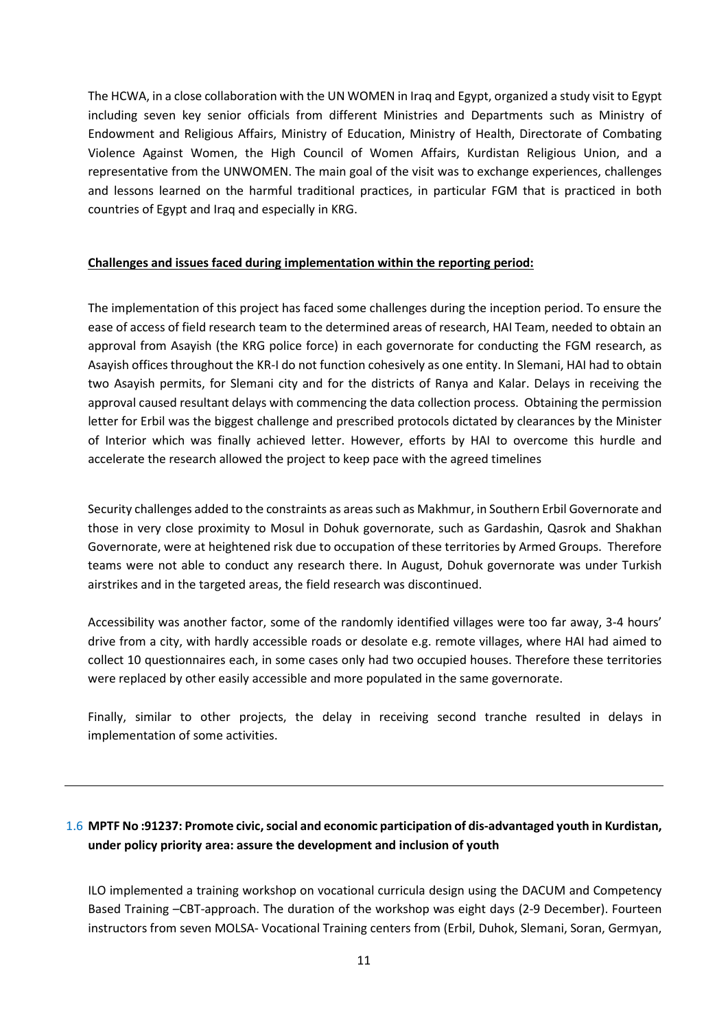The HCWA, in a close collaboration with the UN WOMEN in Iraq and Egypt, organized a study visit to Egypt including seven key senior officials from different Ministries and Departments such as Ministry of Endowment and Religious Affairs, Ministry of Education, Ministry of Health, Directorate of Combating Violence Against Women, the High Council of Women Affairs, Kurdistan Religious Union, and a representative from the UNWOMEN. The main goal of the visit was to exchange experiences, challenges and lessons learned on the harmful traditional practices, in particular FGM that is practiced in both countries of Egypt and Iraq and especially in KRG.

**Challenges and issues faced during implementation within the reporting period:**

The implementation of this project has faced some challenges during the inception period. To ensure the ease of access of field research team to the determined areas of research, HAI Team, needed to obtain an approval from Asayish (the KRG police force) in each governorate for conducting the FGM research, as Asayish offices throughout the KR-I do not function cohesively as one entity. In Slemani, HAI had to obtain two Asayish permits, for Slemani city and for the districts of Ranya and Kalar. Delays in receiving the approval caused resultant delays with commencing the data collection process. Obtaining the permission letter for Erbil was the biggest challenge and prescribed protocols dictated by clearances by the Minister of Interior which was finally achieved letter. However, efforts by HAI to overcome this hurdle and accelerate the research allowed the project to keep pace with the agreed timelines

Security challenges added to the constraints as areas such as Makhmur, in Southern Erbil Governorate and those in very close proximity to Mosul in Dohuk governorate, such as Gardashin, Qasrok and Shakhan Governorate, were at heightened risk due to occupation of these territories by Armed Groups. Therefore teams were not able to conduct any research there. In August, Dohuk governorate was under Turkish airstrikes and in the targeted areas, the field research was discontinued.

Accessibility was another factor, some of the randomly identified villages were too far away, 3-4 hours' drive from a city, with hardly accessible roads or desolate e.g. remote villages, where HAI had aimed to collect 10 questionnaires each, in some cases only had two occupied houses. Therefore these territories were replaced by other easily accessible and more populated in the same governorate.

Finally, similar to other projects, the delay in receiving second tranche resulted in delays in implementation of some activities.

---

### 1.6 MPTF No :91237: Promote civic, social and economic participation of dis-advantaged youth in Kurdistan, under policy priority area: assure the development and inclusion of youth

ILO implemented a training workshop on vocational curricula design using the DACUM and Competency Based Training –CBT-approach. The duration of the workshop was eight days (2-9 December). Fourteen instructors from seven MOLSA- Vocational Training centers from (Erbil, Duhok, Slemani, Soran, Germyan,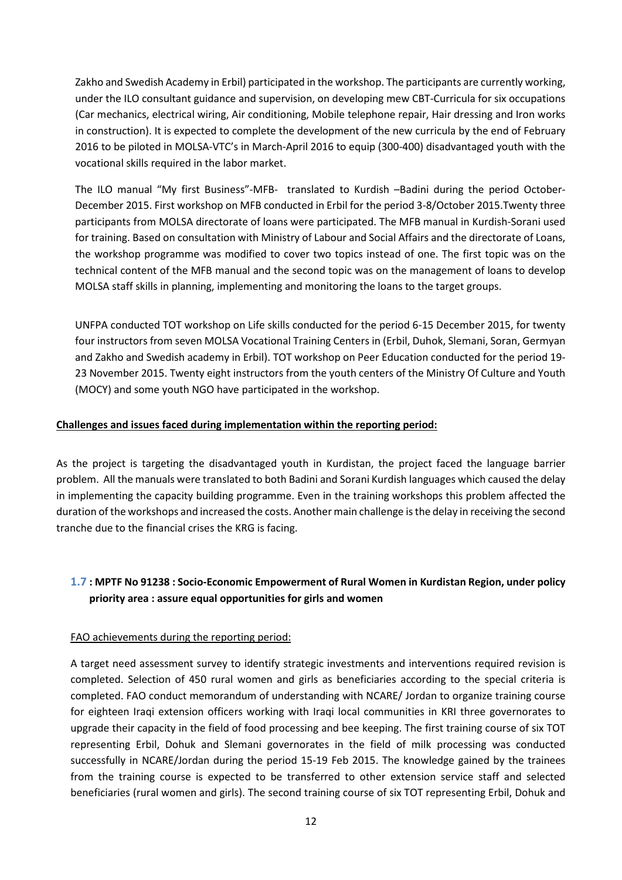Zakho and Swedish Academy in Erbil) participated in the workshop. The participants are currently working, under the ILO consultant guidance and supervision, on developing mew CBT-Curricula for six occupations (Car mechanics, electrical wiring, Air conditioning, Mobile telephone repair, Hair dressing and Iron works in construction). It is expected to complete the development of the new curricula by the end of February 2016 to be piloted in MOLSA-VTC's in March-April 2016 to equip (300-400) disadvantaged youth with the vocational skills required in the labor market.

The ILO manual "My first Business"-MFB- translated to Kurdish –Badini during the period October-December 2015. First workshop on MFB conducted in Erbil for the period 3-8/October 2015.Twenty three participants from MOLSA directorate of loans were participated. The MFB manual in Kurdish-Sorani used for training. Based on consultation with Ministry of Labour and Social Affairs and the directorate of Loans, the workshop programme was modified to cover two topics instead of one. The first topic was on the technical content of the MFB manual and the second topic was on the management of loans to develop MOLSA staff skills in planning, implementing and monitoring the loans to the target groups.

UNFPA conducted TOT workshop on Life skills conducted for the period 6-15 December 2015, for twenty four instructors from seven MOLSA Vocational Training Centers in (Erbil, Duhok, Slemani, Soran, Germyan and Zakho and Swedish academy in Erbil). TOT workshop on Peer Education conducted for the period 19-23 November 2015. Twenty eight instructors from the youth centers of the Ministry Of Culture and Youth (MOCY) and some youth NGO have participated in the workshop.

**<u>Challenges and issues faced during implementation within the reporting period:</u>**

As the project is targeting the disadvantaged youth in Kurdistan, the project faced the language barrier problem. All the manuals were translated to both Badini and Sorani Kurdish languages which caused the delay in implementing the capacity building programme. Even in the training workshops this problem affected the duration of the workshops and increased the costs. Another main challenge is the delay in receiving the second tranche due to the financial crises the KRG is facing.

### 1.7 : MPTF No 91238 : Socio-Economic Empowerment of Rural Women in Kurdistan Region, under policy priority area : assure equal opportunities for girls and women

<u>FAO achievements during the reporting period:</u>

A target need assessment survey to identify strategic investments and interventions required revision is completed. Selection of 450 rural women and girls as beneficiaries according to the special criteria is completed. FAO conduct memorandum of understanding with NCARE/ Jordan to organize training course for eighteen Iraqi extension officers working with Iraqi local communities in KRI three governorates to upgrade their capacity in the field of food processing and bee keeping. The first training course of six TOT representing Erbil, Dohuk and Slemani governorates in the field of milk processing was conducted successfully in NCARE/Jordan during the period 15-19 Feb 2015. The knowledge gained by the trainees from the training course is expected to be transferred to other extension service staff and selected beneficiaries (rural women and girls). The second training course of six TOT representing Erbil, Dohuk and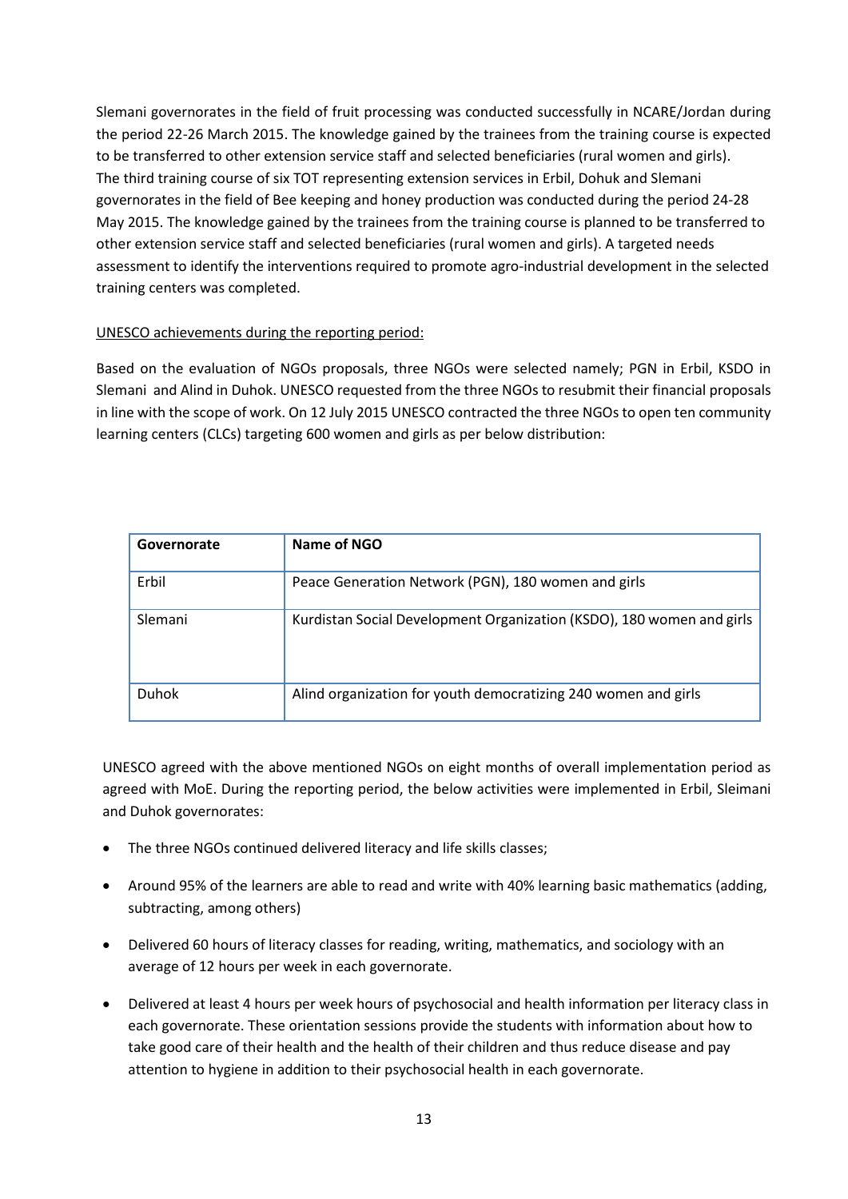Slemani governorates in the field of fruit processing was conducted successfully in NCARE/Jordan during the period 22-26 March 2015. The knowledge gained by the trainees from the training course is expected to be transferred to other extension service staff and selected beneficiaries (rural women and girls). The third training course of six TOT representing extension services in Erbil, Dohuk and Slemani governorates in the field of Bee keeping and honey production was conducted during the period 24-28 May 2015. The knowledge gained by the trainees from the training course is planned to be transferred to other extension service staff and selected beneficiaries (rural women and girls). A targeted needs assessment to identify the interventions required to promote agro-industrial development in the selected training centers was completed.

<u>UNESCO achievements during the reporting period:</u>

Based on the evaluation of NGOs proposals, three NGOs were selected namely; PGN in Erbil, KSDO in Slemani and Alind in Duhok. UNESCO requested from the three NGOs to resubmit their financial proposals in line with the scope of work. On 12 July 2015 UNESCO contracted the three NGOs to open ten community learning centers (CLCs) targeting 600 women and girls as per below distribution:

| Governorate | Name of NGO |
|---|---|
| Erbil | Peace Generation Network (PGN), 180 women and girls |
| Slemani | Kurdistan Social Development Organization (KSDO), 180 women and girls |
| Duhok | Alind organization for youth democratizing 240 women and girls |

UNESCO agreed with the above mentioned NGOs on eight months of overall implementation period as agreed with MoE. During the reporting period, the below activities were implemented in Erbil, Sleimani and Duhok governorates:

- The three NGOs continued delivered literacy and life skills classes;
- Around 95% of the learners are able to read and write with 40% learning basic mathematics (adding, subtracting, among others)
- Delivered 60 hours of literacy classes for reading, writing, mathematics, and sociology with an average of 12 hours per week in each governorate.
- Delivered at least 4 hours per week hours of psychosocial and health information per literacy class in each governorate. These orientation sessions provide the students with information about how to take good care of their health and the health of their children and thus reduce disease and pay attention to hygiene in addition to their psychosocial health in each governorate.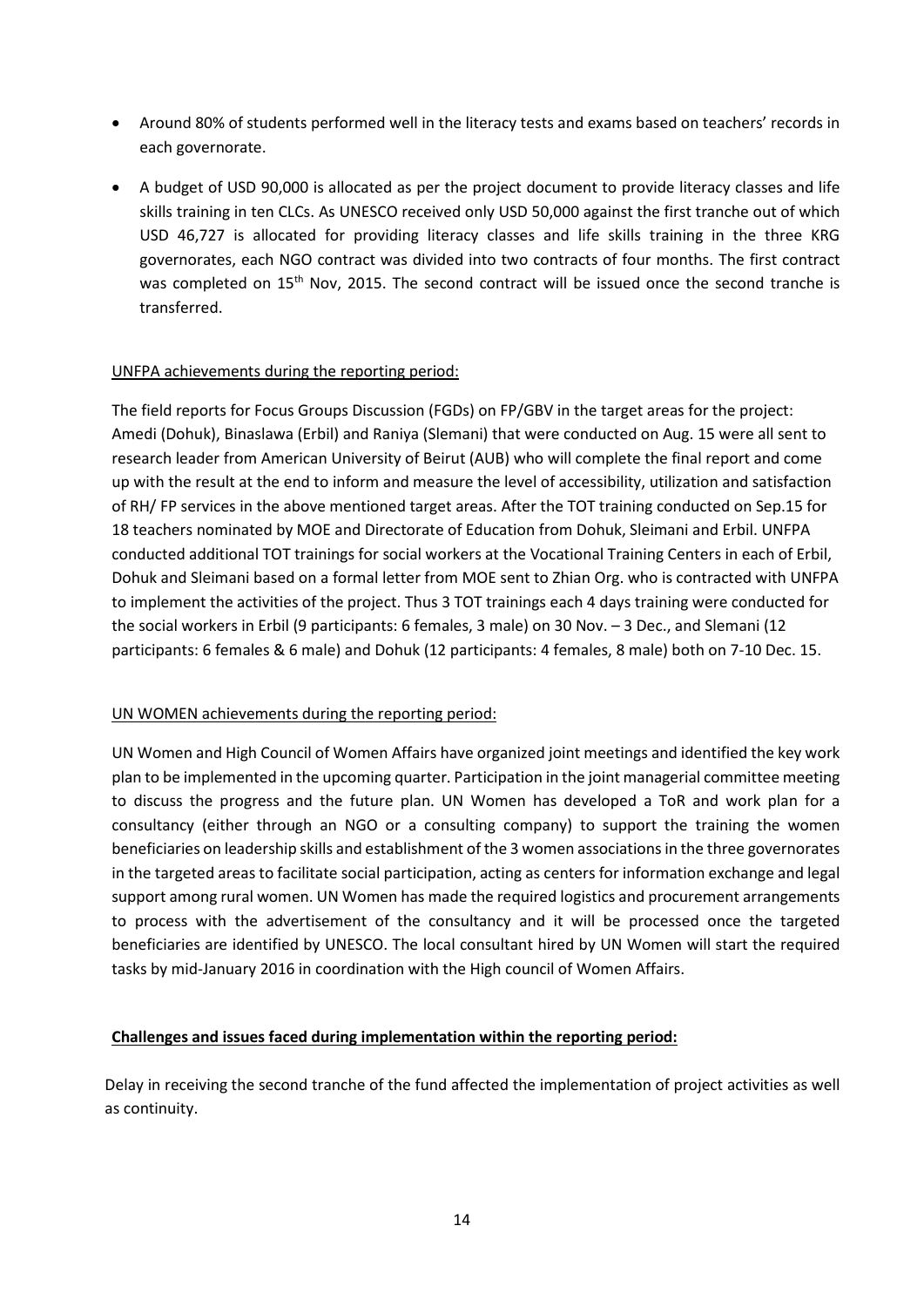- Around 80% of students performed well in the literacy tests and exams based on teachers' records in each governorate.
- A budget of USD 90,000 is allocated as per the project document to provide literacy classes and life skills training in ten CLCs. As UNESCO received only USD 50,000 against the first tranche out of which USD 46,727 is allocated for providing literacy classes and life skills training in the three KRG governorates, each NGO contract was divided into two contracts of four months. The first contract was completed on 15th Nov, 2015. The second contract will be issued once the second tranche is transferred.

UNFPA achievements during the reporting period:

The field reports for Focus Groups Discussion (FGDs) on FP/GBV in the target areas for the project: Amedi (Dohuk), Binaslawa (Erbil) and Raniya (Slemani) that were conducted on Aug. 15 were all sent to research leader from American University of Beirut (AUB) who will complete the final report and come up with the result at the end to inform and measure the level of accessibility, utilization and satisfaction of RH/ FP services in the above mentioned target areas. After the TOT training conducted on Sep.15 for 18 teachers nominated by MOE and Directorate of Education from Dohuk, Sleimani and Erbil. UNFPA conducted additional TOT trainings for social workers at the Vocational Training Centers in each of Erbil, Dohuk and Sleimani based on a formal letter from MOE sent to Zhian Org. who is contracted with UNFPA to implement the activities of the project. Thus 3 TOT trainings each 4 days training were conducted for the social workers in Erbil (9 participants: 6 females, 3 male) on 30 Nov. – 3 Dec., and Slemani (12 participants: 6 females & 6 male) and Dohuk (12 participants: 4 females, 8 male) both on 7-10 Dec. 15.

UN WOMEN achievements during the reporting period:

UN Women and High Council of Women Affairs have organized joint meetings and identified the key work plan to be implemented in the upcoming quarter. Participation in the joint managerial committee meeting to discuss the progress and the future plan. UN Women has developed a ToR and work plan for a consultancy (either through an NGO or a consulting company) to support the training the women beneficiaries on leadership skills and establishment of the 3 women associations in the three governorates in the targeted areas to facilitate social participation, acting as centers for information exchange and legal support among rural women. UN Women has made the required logistics and procurement arrangements to process with the advertisement of the consultancy and it will be processed once the targeted beneficiaries are identified by UNESCO. The local consultant hired by UN Women will start the required tasks by mid-January 2016 in coordination with the High council of Women Affairs.

**Challenges and issues faced during implementation within the reporting period:**

Delay in receiving the second tranche of the fund affected the implementation of project activities as well as continuity.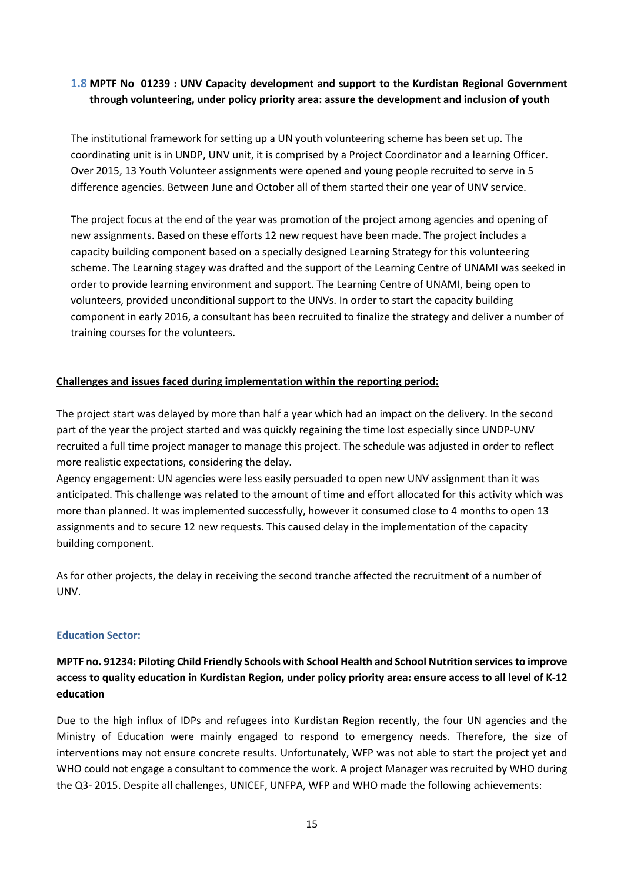### 1.8 MPTF No 01239 : UNV Capacity development and support to the Kurdistan Regional Government through volunteering, under policy priority area: assure the development and inclusion of youth

The institutional framework for setting up a UN youth volunteering scheme has been set up. The coordinating unit is in UNDP, UNV unit, it is comprised by a Project Coordinator and a learning Officer. Over 2015, 13 Youth Volunteer assignments were opened and young people recruited to serve in 5 difference agencies. Between June and October all of them started their one year of UNV service.

The project focus at the end of the year was promotion of the project among agencies and opening of new assignments. Based on these efforts 12 new request have been made. The project includes a capacity building component based on a specially designed Learning Strategy for this volunteering scheme. The Learning stagey was drafted and the support of the Learning Centre of UNAMI was seeked in order to provide learning environment and support. The Learning Centre of UNAMI, being open to volunteers, provided unconditional support to the UNVs. In order to start the capacity building component in early 2016, a consultant has been recruited to finalize the strategy and deliver a number of training courses for the volunteers.

**Challenges and issues faced during implementation within the reporting period:**

The project start was delayed by more than half a year which had an impact on the delivery. In the second part of the year the project started and was quickly regaining the time lost especially since UNDP-UNV recruited a full time project manager to manage this project. The schedule was adjusted in order to reflect more realistic expectations, considering the delay.

Agency engagement: UN agencies were less easily persuaded to open new UNV assignment than it was anticipated. This challenge was related to the amount of time and effort allocated for this activity which was more than planned. It was implemented successfully, however it consumed close to 4 months to open 13 assignments and to secure 12 new requests. This caused delay in the implementation of the capacity building component.

As for other projects, the delay in receiving the second tranche affected the recruitment of a number of UNV.

**Education Sector:**

**MPTF no. 91234: Piloting Child Friendly Schools with School Health and School Nutrition services to improve access to quality education in Kurdistan Region, under policy priority area: ensure access to all level of K-12 education**

Due to the high influx of IDPs and refugees into Kurdistan Region recently, the four UN agencies and the Ministry of Education were mainly engaged to respond to emergency needs. Therefore, the size of interventions may not ensure concrete results. Unfortunately, WFP was not able to start the project yet and WHO could not engage a consultant to commence the work. A project Manager was recruited by WHO during the Q3- 2015. Despite all challenges, UNICEF, UNFPA, WFP and WHO made the following achievements: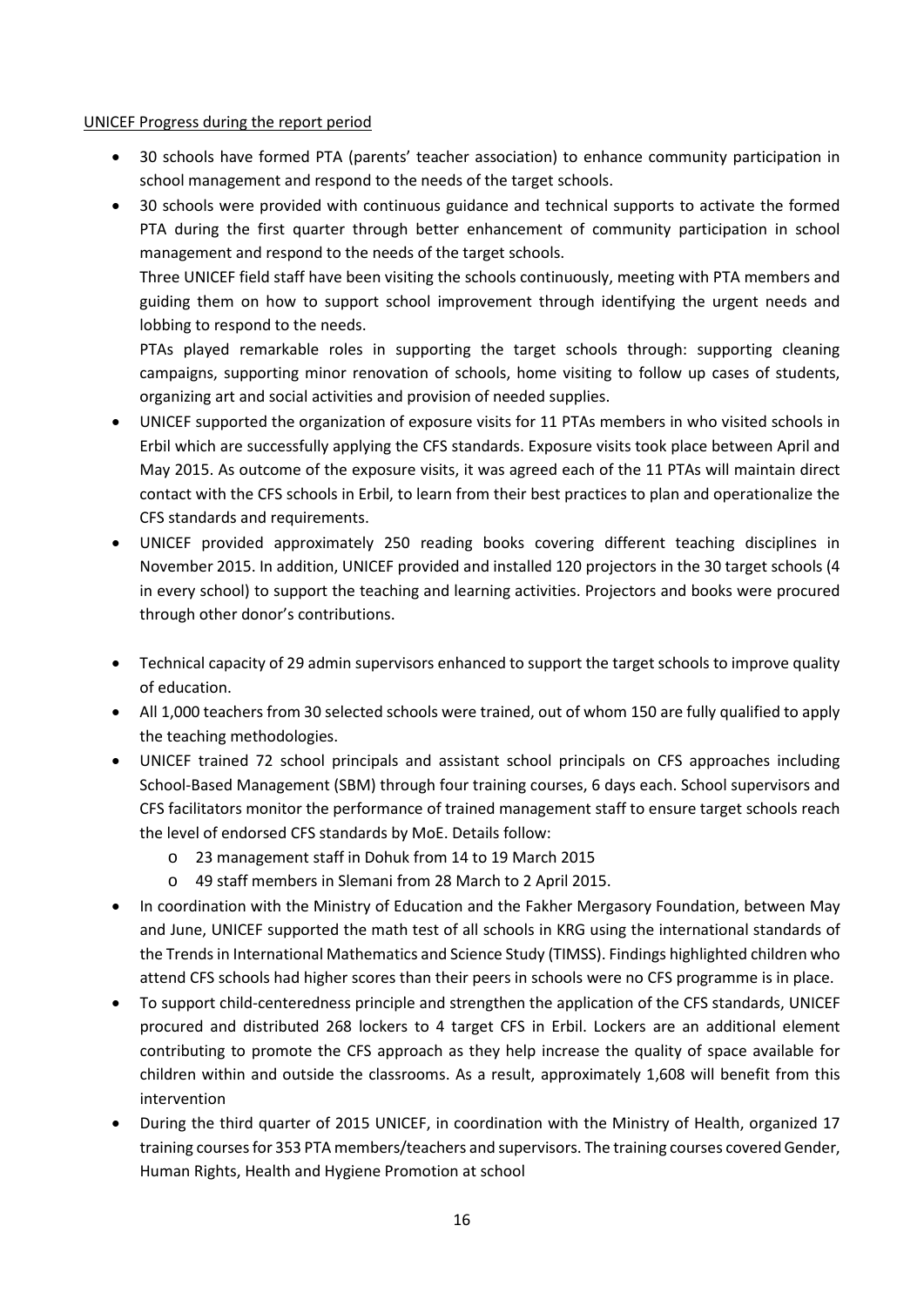UNICEF Progress during the report period

- 30 schools have formed PTA (parents' teacher association) to enhance community participation in school management and respond to the needs of the target schools.
- 30 schools were provided with continuous guidance and technical supports to activate the formed PTA during the first quarter through better enhancement of community participation in school management and respond to the needs of the target schools.

  Three UNICEF field staff have been visiting the schools continuously, meeting with PTA members and guiding them on how to support school improvement through identifying the urgent needs and lobbing to respond to the needs.

  PTAs played remarkable roles in supporting the target schools through: supporting cleaning campaigns, supporting minor renovation of schools, home visiting to follow up cases of students, organizing art and social activities and provision of needed supplies.
- UNICEF supported the organization of exposure visits for 11 PTAs members in who visited schools in Erbil which are successfully applying the CFS standards. Exposure visits took place between April and May 2015. As outcome of the exposure visits, it was agreed each of the 11 PTAs will maintain direct contact with the CFS schools in Erbil, to learn from their best practices to plan and operationalize the CFS standards and requirements.
- UNICEF provided approximately 250 reading books covering different teaching disciplines in November 2015. In addition, UNICEF provided and installed 120 projectors in the 30 target schools (4 in every school) to support the teaching and learning activities. Projectors and books were procured through other donor's contributions.
- Technical capacity of 29 admin supervisors enhanced to support the target schools to improve quality of education.
- All 1,000 teachers from 30 selected schools were trained, out of whom 150 are fully qualified to apply the teaching methodologies.
- UNICEF trained 72 school principals and assistant school principals on CFS approaches including School-Based Management (SBM) through four training courses, 6 days each. School supervisors and CFS facilitators monitor the performance of trained management staff to ensure target schools reach the level of endorsed CFS standards by MoE. Details follow:
  - 23 management staff in Dohuk from 14 to 19 March 2015
  - 49 staff members in Slemani from 28 March to 2 April 2015.
- In coordination with the Ministry of Education and the Fakher Mergasory Foundation, between May and June, UNICEF supported the math test of all schools in KRG using the international standards of the Trends in International Mathematics and Science Study (TIMSS). Findings highlighted children who attend CFS schools had higher scores than their peers in schools were no CFS programme is in place.
- To support child-centeredness principle and strengthen the application of the CFS standards, UNICEF procured and distributed 268 lockers to 4 target CFS in Erbil. Lockers are an additional element contributing to promote the CFS approach as they help increase the quality of space available for children within and outside the classrooms. As a result, approximately 1,608 will benefit from this intervention
- During the third quarter of 2015 UNICEF, in coordination with the Ministry of Health, organized 17 training courses for 353 PTA members/teachers and supervisors. The training courses covered Gender, Human Rights, Health and Hygiene Promotion at school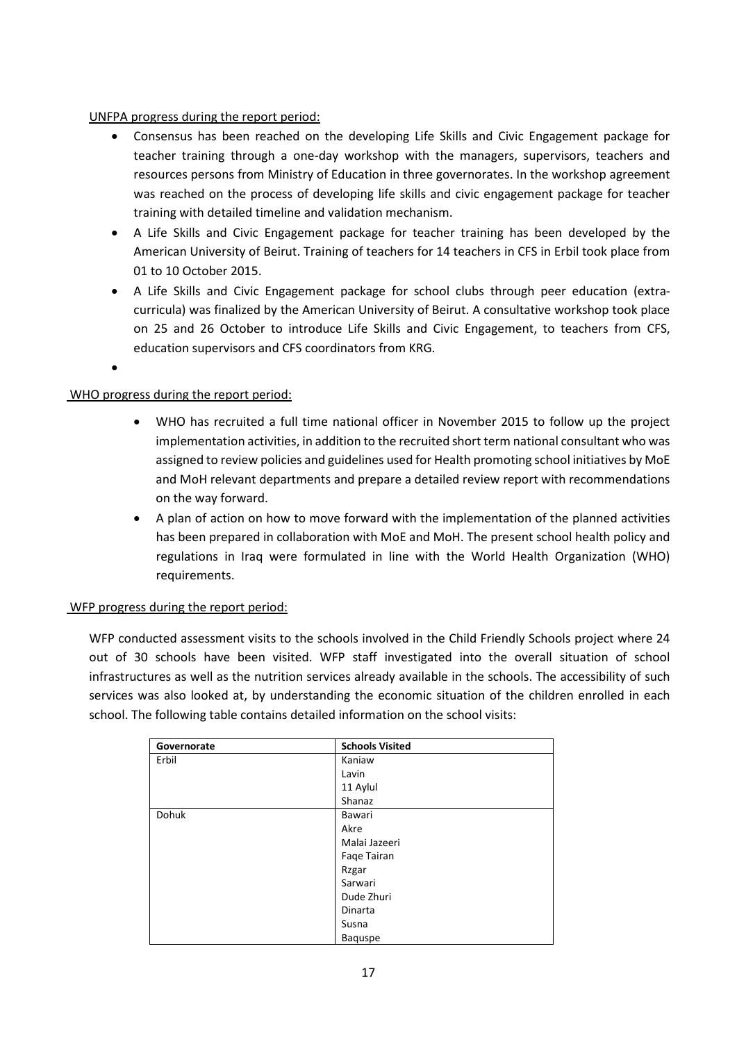UNFPA progress during the report period:

- Consensus has been reached on the developing Life Skills and Civic Engagement package for teacher training through a one-day workshop with the managers, supervisors, teachers and resources persons from Ministry of Education in three governorates. In the workshop agreement was reached on the process of developing life skills and civic engagement package for teacher training with detailed timeline and validation mechanism.
- A Life Skills and Civic Engagement package for teacher training has been developed by the American University of Beirut. Training of teachers for 14 teachers in CFS in Erbil took place from 01 to 10 October 2015.
- A Life Skills and Civic Engagement package for school clubs through peer education (extra-curricula) was finalized by the American University of Beirut. A consultative workshop took place on 25 and 26 October to introduce Life Skills and Civic Engagement, to teachers from CFS, education supervisors and CFS coordinators from KRG.
-

WHO progress during the report period:

- WHO has recruited a full time national officer in November 2015 to follow up the project implementation activities, in addition to the recruited short term national consultant who was assigned to review policies and guidelines used for Health promoting school initiatives by MoE and MoH relevant departments and prepare a detailed review report with recommendations on the way forward.
- A plan of action on how to move forward with the implementation of the planned activities has been prepared in collaboration with MoE and MoH. The present school health policy and regulations in Iraq were formulated in line with the World Health Organization (WHO) requirements.

WFP progress during the report period:

WFP conducted assessment visits to the schools involved in the Child Friendly Schools project where 24 out of 30 schools have been visited. WFP staff investigated into the overall situation of school infrastructures as well as the nutrition services already available in the schools. The accessibility of such services was also looked at, by understanding the economic situation of the children enrolled in each school. The following table contains detailed information on the school visits:

| Governorate | Schools Visited |
|---|---|
| Erbil | Kaniaw |
| | Lavin |
| | 11 Aylul |
| | Shanaz |
| Dohuk | Bawari |
| | Akre |
| | Malai Jazeeri |
| | Faqe Tairan |
| | Rzgar |
| | Sarwari |
| | Dude Zhuri |
| | Dinarta |
| | Susna |
| | Baquspe |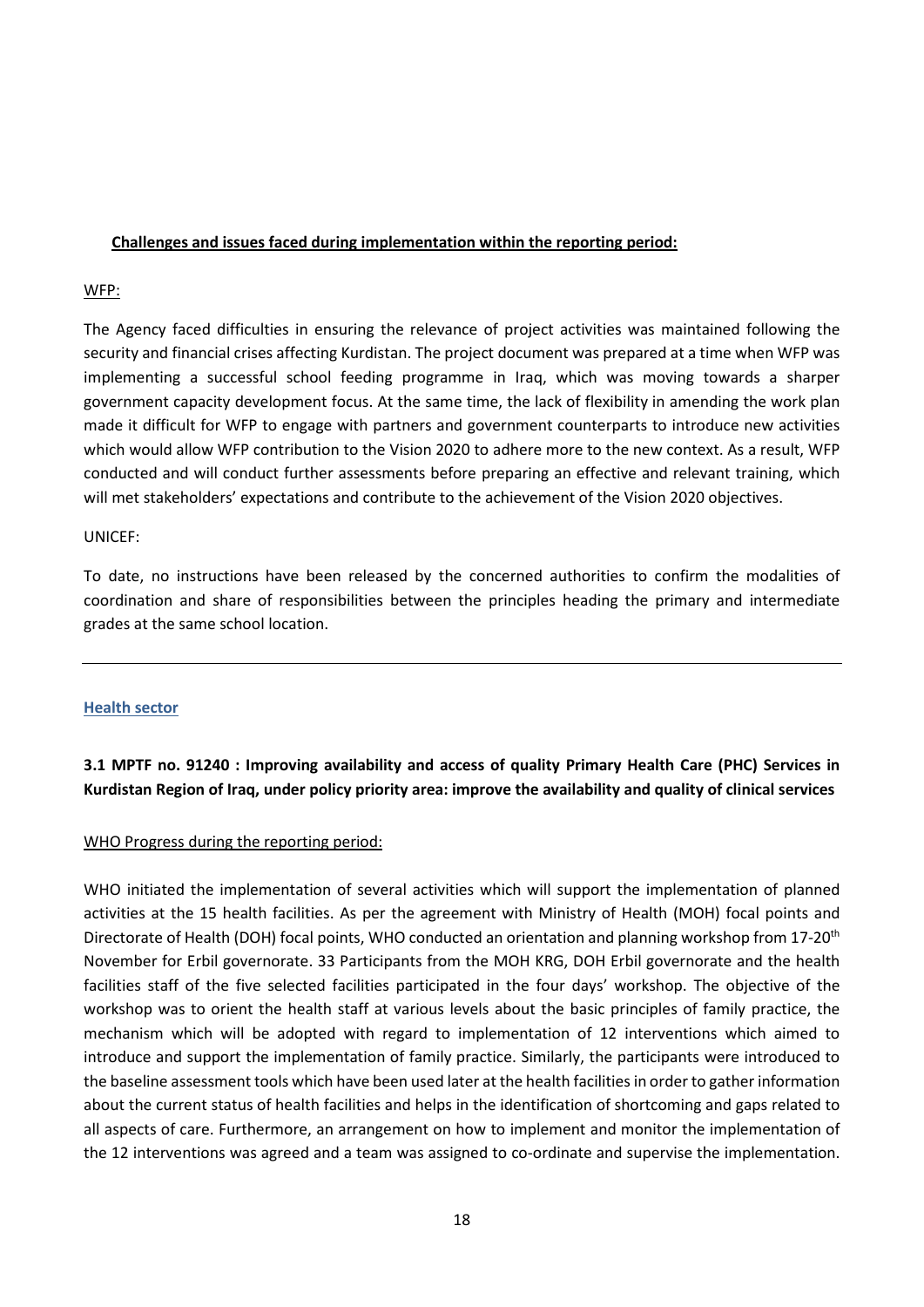**Challenges and issues faced during implementation within the reporting period:**

WFP:

The Agency faced difficulties in ensuring the relevance of project activities was maintained following the security and financial crises affecting Kurdistan. The project document was prepared at a time when WFP was implementing a successful school feeding programme in Iraq, which was moving towards a sharper government capacity development focus. At the same time, the lack of flexibility in amending the work plan made it difficult for WFP to engage with partners and government counterparts to introduce new activities which would allow WFP contribution to the Vision 2020 to adhere more to the new context. As a result, WFP conducted and will conduct further assessments before preparing an effective and relevant training, which will met stakeholders' expectations and contribute to the achievement of the Vision 2020 objectives.

UNICEF:

To date, no instructions have been released by the concerned authorities to confirm the modalities of coordination and share of responsibilities between the principles heading the primary and intermediate grades at the same school location.

---

## Health sector

### 3.1 MPTF no. 91240 : Improving availability and access of quality Primary Health Care (PHC) Services in Kurdistan Region of Iraq, under policy priority area: improve the availability and quality of clinical services

WHO Progress during the reporting period:

WHO initiated the implementation of several activities which will support the implementation of planned activities at the 15 health facilities. As per the agreement with Ministry of Health (MOH) focal points and Directorate of Health (DOH) focal points, WHO conducted an orientation and planning workshop from 17-20th November for Erbil governorate. 33 Participants from the MOH KRG, DOH Erbil governorate and the health facilities staff of the five selected facilities participated in the four days' workshop. The objective of the workshop was to orient the health staff at various levels about the basic principles of family practice, the mechanism which will be adopted with regard to implementation of 12 interventions which aimed to introduce and support the implementation of family practice. Similarly, the participants were introduced to the baseline assessment tools which have been used later at the health facilities in order to gather information about the current status of health facilities and helps in the identification of shortcoming and gaps related to all aspects of care. Furthermore, an arrangement on how to implement and monitor the implementation of the 12 interventions was agreed and a team was assigned to co-ordinate and supervise the implementation.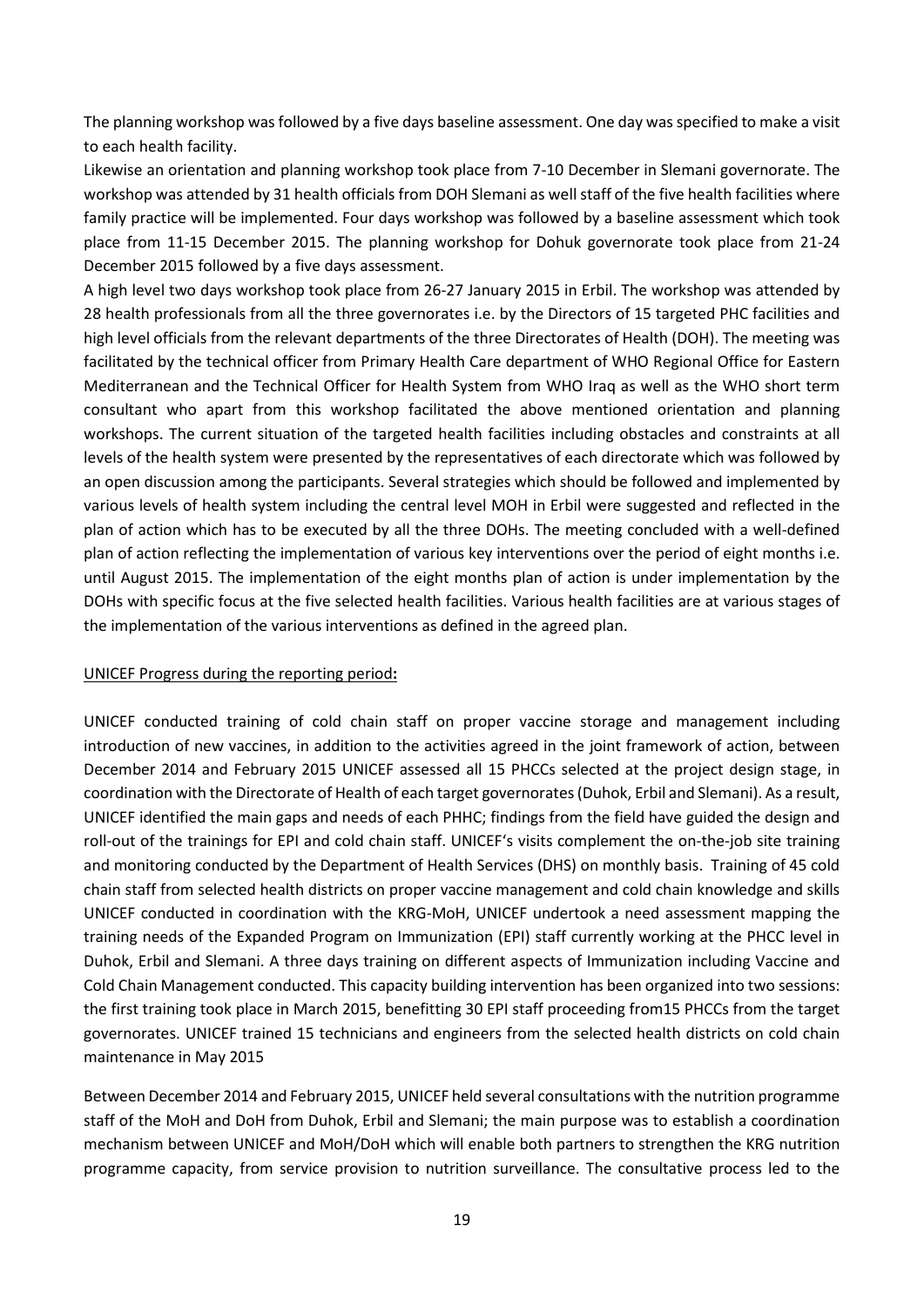The planning workshop was followed by a five days baseline assessment. One day was specified to make a visit to each health facility.

Likewise an orientation and planning workshop took place from 7-10 December in Slemani governorate. The workshop was attended by 31 health officials from DOH Slemani as well staff of the five health facilities where family practice will be implemented. Four days workshop was followed by a baseline assessment which took place from 11-15 December 2015. The planning workshop for Dohuk governorate took place from 21-24 December 2015 followed by a five days assessment.

A high level two days workshop took place from 26-27 January 2015 in Erbil. The workshop was attended by 28 health professionals from all the three governorates i.e. by the Directors of 15 targeted PHC facilities and high level officials from the relevant departments of the three Directorates of Health (DOH). The meeting was facilitated by the technical officer from Primary Health Care department of WHO Regional Office for Eastern Mediterranean and the Technical Officer for Health System from WHO Iraq as well as the WHO short term consultant who apart from this workshop facilitated the above mentioned orientation and planning workshops. The current situation of the targeted health facilities including obstacles and constraints at all levels of the health system were presented by the representatives of each directorate which was followed by an open discussion among the participants. Several strategies which should be followed and implemented by various levels of health system including the central level MOH in Erbil were suggested and reflected in the plan of action which has to be executed by all the three DOHs. The meeting concluded with a well-defined plan of action reflecting the implementation of various key interventions over the period of eight months i.e. until August 2015. The implementation of the eight months plan of action is under implementation by the DOHs with specific focus at the five selected health facilities. Various health facilities are at various stages of the implementation of the various interventions as defined in the agreed plan.

UNICEF Progress during the reporting period**:**

UNICEF conducted training of cold chain staff on proper vaccine storage and management including introduction of new vaccines, in addition to the activities agreed in the joint framework of action, between December 2014 and February 2015 UNICEF assessed all 15 PHCCs selected at the project design stage, in coordination with the Directorate of Health of each target governorates (Duhok, Erbil and Slemani). As a result, UNICEF identified the main gaps and needs of each PHHC; findings from the field have guided the design and roll-out of the trainings for EPI and cold chain staff. UNICEF's visits complement the on-the-job site training and monitoring conducted by the Department of Health Services (DHS) on monthly basis. Training of 45 cold chain staff from selected health districts on proper vaccine management and cold chain knowledge and skills UNICEF conducted in coordination with the KRG-MoH, UNICEF undertook a need assessment mapping the training needs of the Expanded Program on Immunization (EPI) staff currently working at the PHCC level in Duhok, Erbil and Slemani. A three days training on different aspects of Immunization including Vaccine and Cold Chain Management conducted. This capacity building intervention has been organized into two sessions: the first training took place in March 2015, benefitting 30 EPI staff proceeding from15 PHCCs from the target governorates. UNICEF trained 15 technicians and engineers from the selected health districts on cold chain maintenance in May 2015

Between December 2014 and February 2015, UNICEF held several consultations with the nutrition programme staff of the MoH and DoH from Duhok, Erbil and Slemani; the main purpose was to establish a coordination mechanism between UNICEF and MoH/DoH which will enable both partners to strengthen the KRG nutrition programme capacity, from service provision to nutrition surveillance. The consultative process led to the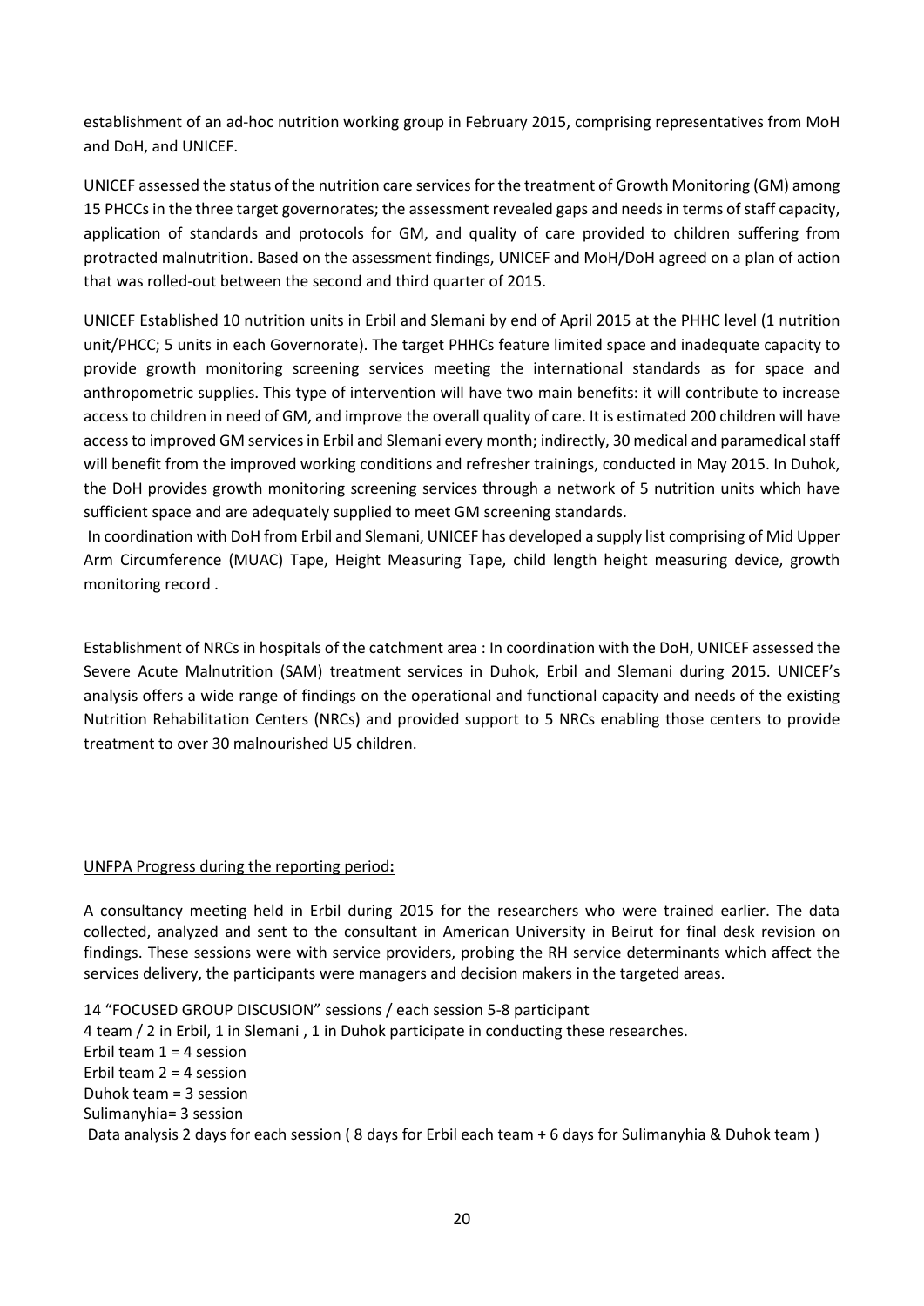establishment of an ad-hoc nutrition working group in February 2015, comprising representatives from MoH and DoH, and UNICEF.

UNICEF assessed the status of the nutrition care services for the treatment of Growth Monitoring (GM) among 15 PHCCs in the three target governorates; the assessment revealed gaps and needs in terms of staff capacity, application of standards and protocols for GM, and quality of care provided to children suffering from protracted malnutrition. Based on the assessment findings, UNICEF and MoH/DoH agreed on a plan of action that was rolled-out between the second and third quarter of 2015.

UNICEF Established 10 nutrition units in Erbil and Slemani by end of April 2015 at the PHHC level (1 nutrition unit/PHCC; 5 units in each Governorate). The target PHHCs feature limited space and inadequate capacity to provide growth monitoring screening services meeting the international standards as for space and anthropometric supplies. This type of intervention will have two main benefits: it will contribute to increase access to children in need of GM, and improve the overall quality of care. It is estimated 200 children will have access to improved GM services in Erbil and Slemani every month; indirectly, 30 medical and paramedical staff will benefit from the improved working conditions and refresher trainings, conducted in May 2015. In Duhok, the DoH provides growth monitoring screening services through a network of 5 nutrition units which have sufficient space and are adequately supplied to meet GM screening standards.

In coordination with DoH from Erbil and Slemani, UNICEF has developed a supply list comprising of Mid Upper Arm Circumference (MUAC) Tape, Height Measuring Tape, child length height measuring device, growth monitoring record .

Establishment of NRCs in hospitals of the catchment area : In coordination with the DoH, UNICEF assessed the Severe Acute Malnutrition (SAM) treatment services in Duhok, Erbil and Slemani during 2015. UNICEF's analysis offers a wide range of findings on the operational and functional capacity and needs of the existing Nutrition Rehabilitation Centers (NRCs) and provided support to 5 NRCs enabling those centers to provide treatment to over 30 malnourished U5 children.

UNFPA Progress during the reporting period**:**

A consultancy meeting held in Erbil during 2015 for the researchers who were trained earlier. The data collected, analyzed and sent to the consultant in American University in Beirut for final desk revision on findings. These sessions were with service providers, probing the RH service determinants which affect the services delivery, the participants were managers and decision makers in the targeted areas.

14 "FOCUSED GROUP DISCUSION" sessions / each session 5-8 participant
4 team / 2 in Erbil, 1 in Slemani , 1 in Duhok participate in conducting these researches.
Erbil team 1 = 4 session
Erbil team 2 = 4 session
Duhok team = 3 session
Sulimanyhia= 3 session
Data analysis 2 days for each session ( 8 days for Erbil each team + 6 days for Sulimanyhia & Duhok team )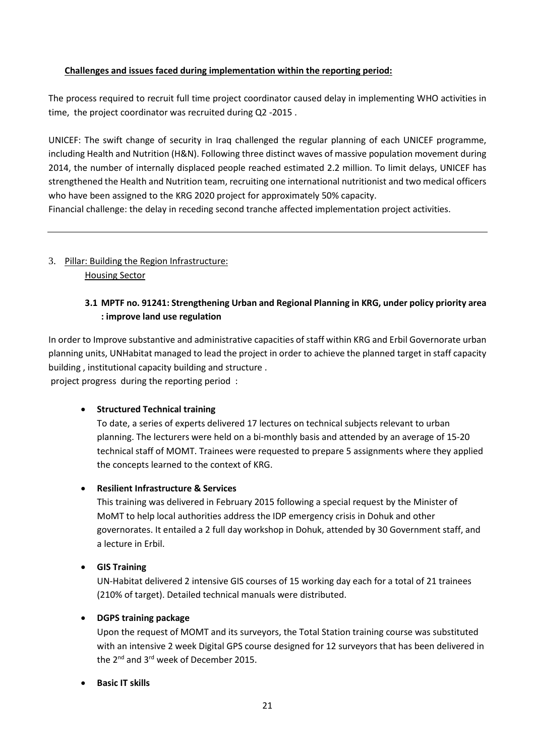**Challenges and issues faced during implementation within the reporting period:**

The process required to recruit full time project coordinator caused delay in implementing WHO activities in time, the project coordinator was recruited during Q2 -2015 .

UNICEF: The swift change of security in Iraq challenged the regular planning of each UNICEF programme, including Health and Nutrition (H&N). Following three distinct waves of massive population movement during 2014, the number of internally displaced people reached estimated 2.2 million. To limit delays, UNICEF has strengthened the Health and Nutrition team, recruiting one international nutritionist and two medical officers who have been assigned to the KRG 2020 project for approximately 50% capacity.

Financial challenge: the delay in receding second tranche affected implementation project activities.

---

3. Pillar: Building the Region Infrastructure:
   Housing Sector

### 3.1 MPTF no. 91241: Strengthening Urban and Regional Planning in KRG, under policy priority area : improve land use regulation

In order to Improve substantive and administrative capacities of staff within KRG and Erbil Governorate urban planning units, UNHabitat managed to lead the project in order to achieve the planned target in staff capacity building , institutional capacity building and structure .

project progress during the reporting period :

- **Structured Technical training**

  To date, a series of experts delivered 17 lectures on technical subjects relevant to urban planning. The lecturers were held on a bi-monthly basis and attended by an average of 15-20 technical staff of MOMT. Trainees were requested to prepare 5 assignments where they applied the concepts learned to the context of KRG.

- **Resilient Infrastructure & Services**

  This training was delivered in February 2015 following a special request by the Minister of MoMT to help local authorities address the IDP emergency crisis in Dohuk and other governorates. It entailed a 2 full day workshop in Dohuk, attended by 30 Government staff, and a lecture in Erbil.

- **GIS Training**

  UN-Habitat delivered 2 intensive GIS courses of 15 working day each for a total of 21 trainees (210% of target). Detailed technical manuals were distributed.

- **DGPS training package**

  Upon the request of MOMT and its surveyors, the Total Station training course was substituted with an intensive 2 week Digital GPS course designed for 12 surveyors that has been delivered in the 2nd and 3rd week of December 2015.

- **Basic IT skills**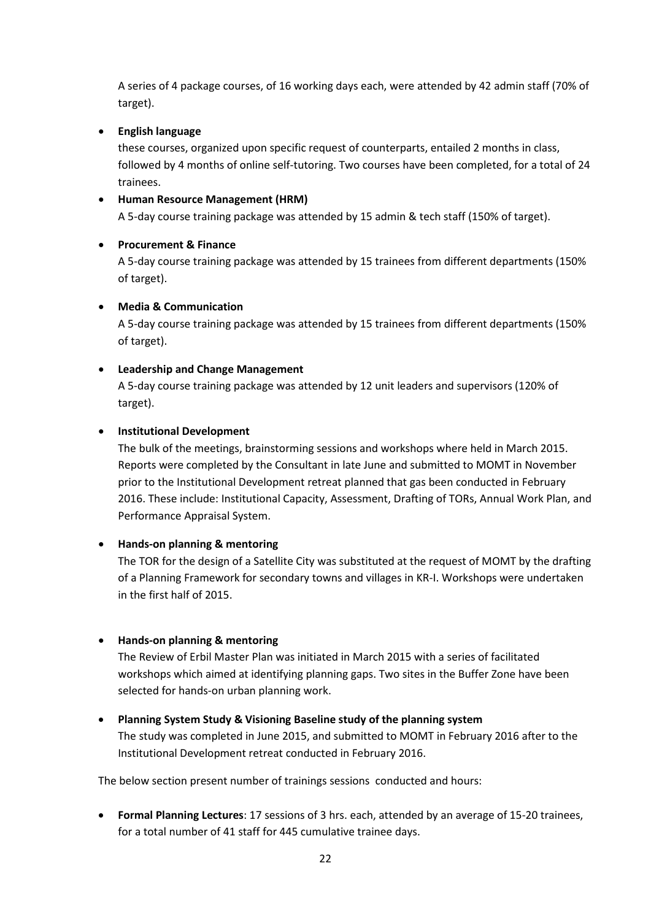A series of 4 package courses, of 16 working days each, were attended by 42 admin staff (70% of target).

- **English language**
  these courses, organized upon specific request of counterparts, entailed 2 months in class, followed by 4 months of online self-tutoring. Two courses have been completed, for a total of 24 trainees.
- **Human Resource Management (HRM)**
  A 5-day course training package was attended by 15 admin & tech staff (150% of target).
- **Procurement & Finance**
  A 5-day course training package was attended by 15 trainees from different departments (150% of target).
- **Media & Communication**
  A 5-day course training package was attended by 15 trainees from different departments (150% of target).
- **Leadership and Change Management**
  A 5-day course training package was attended by 12 unit leaders and supervisors (120% of target).
- **Institutional Development**
  The bulk of the meetings, brainstorming sessions and workshops where held in March 2015. Reports were completed by the Consultant in late June and submitted to MOMT in November prior to the Institutional Development retreat planned that gas been conducted in February 2016. These include: Institutional Capacity, Assessment, Drafting of TORs, Annual Work Plan, and Performance Appraisal System.
- **Hands-on planning & mentoring**
  The TOR for the design of a Satellite City was substituted at the request of MOMT by the drafting of a Planning Framework for secondary towns and villages in KR-I. Workshops were undertaken in the first half of 2015.
- **Hands-on planning & mentoring**
  The Review of Erbil Master Plan was initiated in March 2015 with a series of facilitated workshops which aimed at identifying planning gaps. Two sites in the Buffer Zone have been selected for hands-on urban planning work.
- **Planning System Study & Visioning Baseline study of the planning system**
  The study was completed in June 2015, and submitted to MOMT in February 2016 after to the Institutional Development retreat conducted in February 2016.

The below section present number of trainings sessions conducted and hours:

- **Formal Planning Lectures**: 17 sessions of 3 hrs. each, attended by an average of 15-20 trainees, for a total number of 41 staff for 445 cumulative trainee days.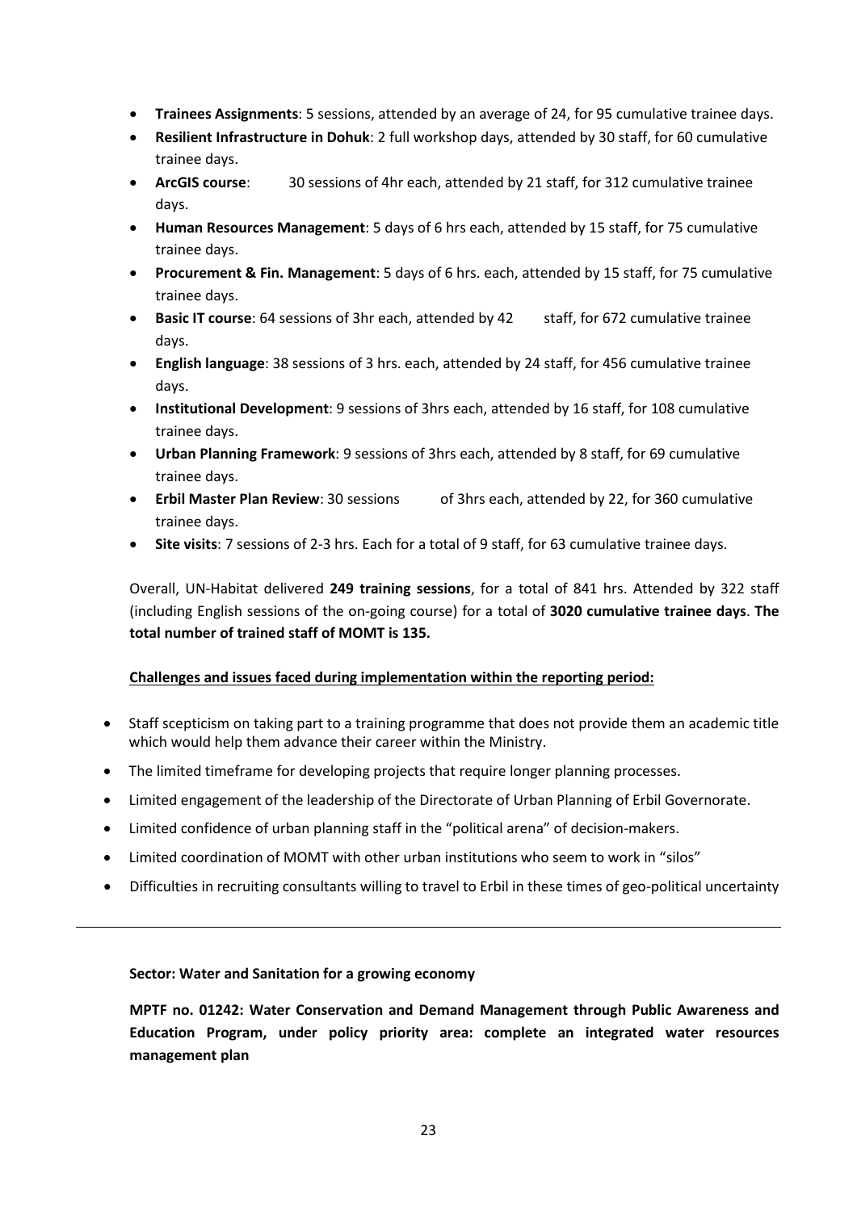- **Trainees Assignments**: 5 sessions, attended by an average of 24, for 95 cumulative trainee days.
- **Resilient Infrastructure in Dohuk**: 2 full workshop days, attended by 30 staff, for 60 cumulative trainee days.
- **ArcGIS course**: 30 sessions of 4hr each, attended by 21 staff, for 312 cumulative trainee days.
- **Human Resources Management**: 5 days of 6 hrs each, attended by 15 staff, for 75 cumulative trainee days.
- **Procurement & Fin. Management**: 5 days of 6 hrs. each, attended by 15 staff, for 75 cumulative trainee days.
- **Basic IT course**: 64 sessions of 3hr each, attended by 42 staff, for 672 cumulative trainee days.
- **English language**: 38 sessions of 3 hrs. each, attended by 24 staff, for 456 cumulative trainee days.
- **Institutional Development**: 9 sessions of 3hrs each, attended by 16 staff, for 108 cumulative trainee days.
- **Urban Planning Framework**: 9 sessions of 3hrs each, attended by 8 staff, for 69 cumulative trainee days.
- **Erbil Master Plan Review**: 30 sessions of 3hrs each, attended by 22, for 360 cumulative trainee days.
- **Site visits**: 7 sessions of 2-3 hrs. Each for a total of 9 staff, for 63 cumulative trainee days.

Overall, UN-Habitat delivered **249 training sessions**, for a total of 841 hrs. Attended by 322 staff (including English sessions of the on-going course) for a total of **3020 cumulative trainee days**. **The total number of trained staff of MOMT is 135.**

**<u>Challenges and issues faced during implementation within the reporting period:</u>**

- Staff scepticism on taking part to a training programme that does not provide them an academic title which would help them advance their career within the Ministry.
- The limited timeframe for developing projects that require longer planning processes.
- Limited engagement of the leadership of the Directorate of Urban Planning of Erbil Governorate.
- Limited confidence of urban planning staff in the "political arena" of decision-makers.
- Limited coordination of MOMT with other urban institutions who seem to work in "silos"
- Difficulties in recruiting consultants willing to travel to Erbil in these times of geo-political uncertainty

---

**Sector: Water and Sanitation for a growing economy**

**MPTF no. 01242: Water Conservation and Demand Management through Public Awareness and Education Program, under policy priority area: complete an integrated water resources management plan**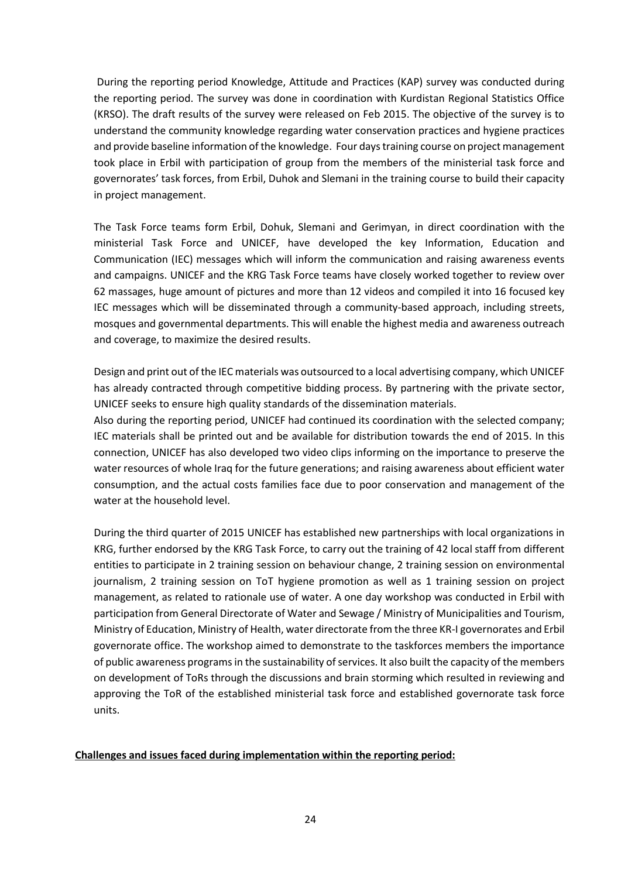During the reporting period Knowledge, Attitude and Practices (KAP) survey was conducted during the reporting period. The survey was done in coordination with Kurdistan Regional Statistics Office (KRSO). The draft results of the survey were released on Feb 2015. The objective of the survey is to understand the community knowledge regarding water conservation practices and hygiene practices and provide baseline information of the knowledge. Four days training course on project management took place in Erbil with participation of group from the members of the ministerial task force and governorates' task forces, from Erbil, Duhok and Slemani in the training course to build their capacity in project management.

The Task Force teams form Erbil, Dohuk, Slemani and Gerimyan, in direct coordination with the ministerial Task Force and UNICEF, have developed the key Information, Education and Communication (IEC) messages which will inform the communication and raising awareness events and campaigns. UNICEF and the KRG Task Force teams have closely worked together to review over 62 massages, huge amount of pictures and more than 12 videos and compiled it into 16 focused key IEC messages which will be disseminated through a community-based approach, including streets, mosques and governmental departments. This will enable the highest media and awareness outreach and coverage, to maximize the desired results.

Design and print out of the IEC materials was outsourced to a local advertising company, which UNICEF has already contracted through competitive bidding process. By partnering with the private sector, UNICEF seeks to ensure high quality standards of the dissemination materials.
Also during the reporting period, UNICEF had continued its coordination with the selected company; IEC materials shall be printed out and be available for distribution towards the end of 2015. In this connection, UNICEF has also developed two video clips informing on the importance to preserve the water resources of whole Iraq for the future generations; and raising awareness about efficient water consumption, and the actual costs families face due to poor conservation and management of the water at the household level.

During the third quarter of 2015 UNICEF has established new partnerships with local organizations in KRG, further endorsed by the KRG Task Force, to carry out the training of 42 local staff from different entities to participate in 2 training session on behaviour change, 2 training session on environmental journalism, 2 training session on ToT hygiene promotion as well as 1 training session on project management, as related to rationale use of water. A one day workshop was conducted in Erbil with participation from General Directorate of Water and Sewage / Ministry of Municipalities and Tourism, Ministry of Education, Ministry of Health, water directorate from the three KR-I governorates and Erbil governorate office. The workshop aimed to demonstrate to the taskforces members the importance of public awareness programs in the sustainability of services. It also built the capacity of the members on development of ToRs through the discussions and brain storming which resulted in reviewing and approving the ToR of the established ministerial task force and established governorate task force units.

**Challenges and issues faced during implementation within the reporting period:**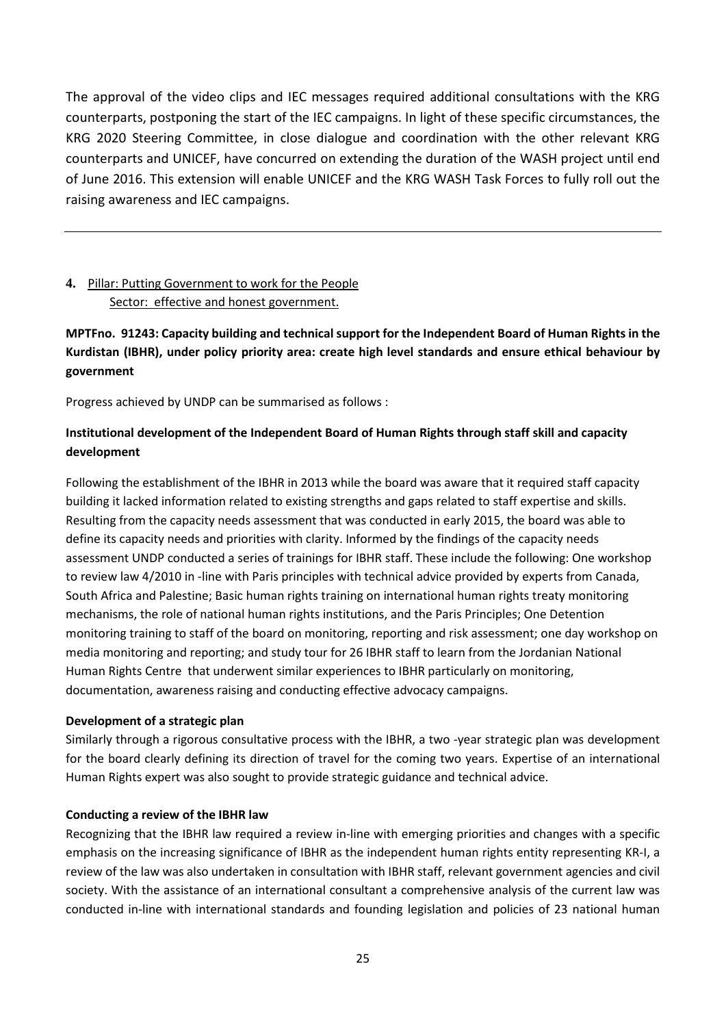The approval of the video clips and IEC messages required additional consultations with the KRG counterparts, postponing the start of the IEC campaigns. In light of these specific circumstances, the KRG 2020 Steering Committee, in close dialogue and coordination with the other relevant KRG counterparts and UNICEF, have concurred on extending the duration of the WASH project until end of June 2016. This extension will enable UNICEF and the KRG WASH Task Forces to fully roll out the raising awareness and IEC campaigns.

---

**4.** Pillar: Putting Government to work for the People
Sector: effective and honest government.

**MPTFno. 91243: Capacity building and technical support for the Independent Board of Human Rights in the Kurdistan (IBHR), under policy priority area: create high level standards and ensure ethical behaviour by government**

Progress achieved by UNDP can be summarised as follows :

**Institutional development of the Independent Board of Human Rights through staff skill and capacity development**

Following the establishment of the IBHR in 2013 while the board was aware that it required staff capacity building it lacked information related to existing strengths and gaps related to staff expertise and skills. Resulting from the capacity needs assessment that was conducted in early 2015, the board was able to define its capacity needs and priorities with clarity. Informed by the findings of the capacity needs assessment UNDP conducted a series of trainings for IBHR staff. These include the following: One workshop to review law 4/2010 in -line with Paris principles with technical advice provided by experts from Canada, South Africa and Palestine; Basic human rights training on international human rights treaty monitoring mechanisms, the role of national human rights institutions, and the Paris Principles; One Detention monitoring training to staff of the board on monitoring, reporting and risk assessment; one day workshop on media monitoring and reporting; and study tour for 26 IBHR staff to learn from the Jordanian National Human Rights Centre that underwent similar experiences to IBHR particularly on monitoring, documentation, awareness raising and conducting effective advocacy campaigns.

**Development of a strategic plan**

Similarly through a rigorous consultative process with the IBHR, a two -year strategic plan was development for the board clearly defining its direction of travel for the coming two years. Expertise of an international Human Rights expert was also sought to provide strategic guidance and technical advice.

**Conducting a review of the IBHR law**

Recognizing that the IBHR law required a review in-line with emerging priorities and changes with a specific emphasis on the increasing significance of IBHR as the independent human rights entity representing KR-I, a review of the law was also undertaken in consultation with IBHR staff, relevant government agencies and civil society. With the assistance of an international consultant a comprehensive analysis of the current law was conducted in-line with international standards and founding legislation and policies of 23 national human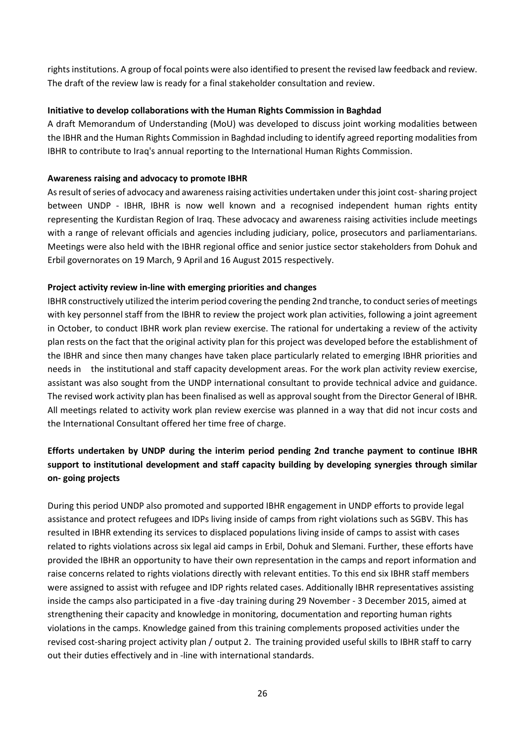rights institutions. A group of focal points were also identified to present the revised law feedback and review. The draft of the review law is ready for a final stakeholder consultation and review.

**Initiative to develop collaborations with the Human Rights Commission in Baghdad**

A draft Memorandum of Understanding (MoU) was developed to discuss joint working modalities between the IBHR and the Human Rights Commission in Baghdad including to identify agreed reporting modalities from IBHR to contribute to Iraq's annual reporting to the International Human Rights Commission.

**Awareness raising and advocacy to promote IBHR**

As result of series of advocacy and awareness raising activities undertaken under this joint cost- sharing project between UNDP - IBHR, IBHR is now well known and a recognised independent human rights entity representing the Kurdistan Region of Iraq. These advocacy and awareness raising activities include meetings with a range of relevant officials and agencies including judiciary, police, prosecutors and parliamentarians. Meetings were also held with the IBHR regional office and senior justice sector stakeholders from Dohuk and Erbil governorates on 19 March, 9 April and 16 August 2015 respectively.

**Project activity review in-line with emerging priorities and changes**

IBHR constructively utilized the interim period covering the pending 2nd tranche, to conduct series of meetings with key personnel staff from the IBHR to review the project work plan activities, following a joint agreement in October, to conduct IBHR work plan review exercise. The rational for undertaking a review of the activity plan rests on the fact that the original activity plan for this project was developed before the establishment of the IBHR and since then many changes have taken place particularly related to emerging IBHR priorities and needs in the institutional and staff capacity development areas. For the work plan activity review exercise, assistant was also sought from the UNDP international consultant to provide technical advice and guidance. The revised work activity plan has been finalised as well as approval sought from the Director General of IBHR. All meetings related to activity work plan review exercise was planned in a way that did not incur costs and the International Consultant offered her time free of charge.

**Efforts undertaken by UNDP during the interim period pending 2nd tranche payment to continue IBHR support to institutional development and staff capacity building by developing synergies through similar on- going projects**

During this period UNDP also promoted and supported IBHR engagement in UNDP efforts to provide legal assistance and protect refugees and IDPs living inside of camps from right violations such as SGBV. This has resulted in IBHR extending its services to displaced populations living inside of camps to assist with cases related to rights violations across six legal aid camps in Erbil, Dohuk and Slemani. Further, these efforts have provided the IBHR an opportunity to have their own representation in the camps and report information and raise concerns related to rights violations directly with relevant entities. To this end six IBHR staff members were assigned to assist with refugee and IDP rights related cases. Additionally IBHR representatives assisting inside the camps also participated in a five -day training during 29 November - 3 December 2015, aimed at strengthening their capacity and knowledge in monitoring, documentation and reporting human rights violations in the camps. Knowledge gained from this training complements proposed activities under the revised cost-sharing project activity plan / output 2. The training provided useful skills to IBHR staff to carry out their duties effectively and in -line with international standards.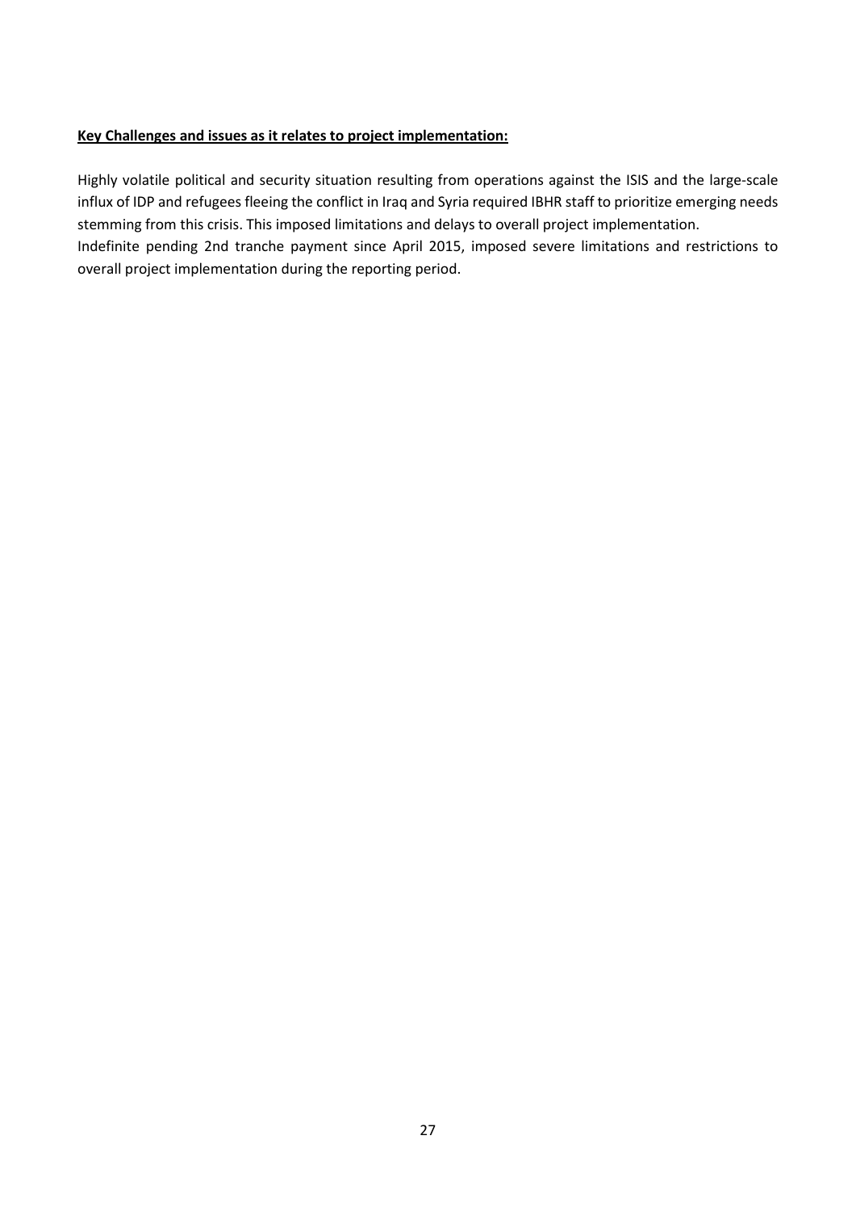**Key Challenges and issues as it relates to project implementation:**

Highly volatile political and security situation resulting from operations against the ISIS and the large-scale influx of IDP and refugees fleeing the conflict in Iraq and Syria required IBHR staff to prioritize emerging needs stemming from this crisis. This imposed limitations and delays to overall project implementation.
Indefinite pending 2nd tranche payment since April 2015, imposed severe limitations and restrictions to overall project implementation during the reporting period.